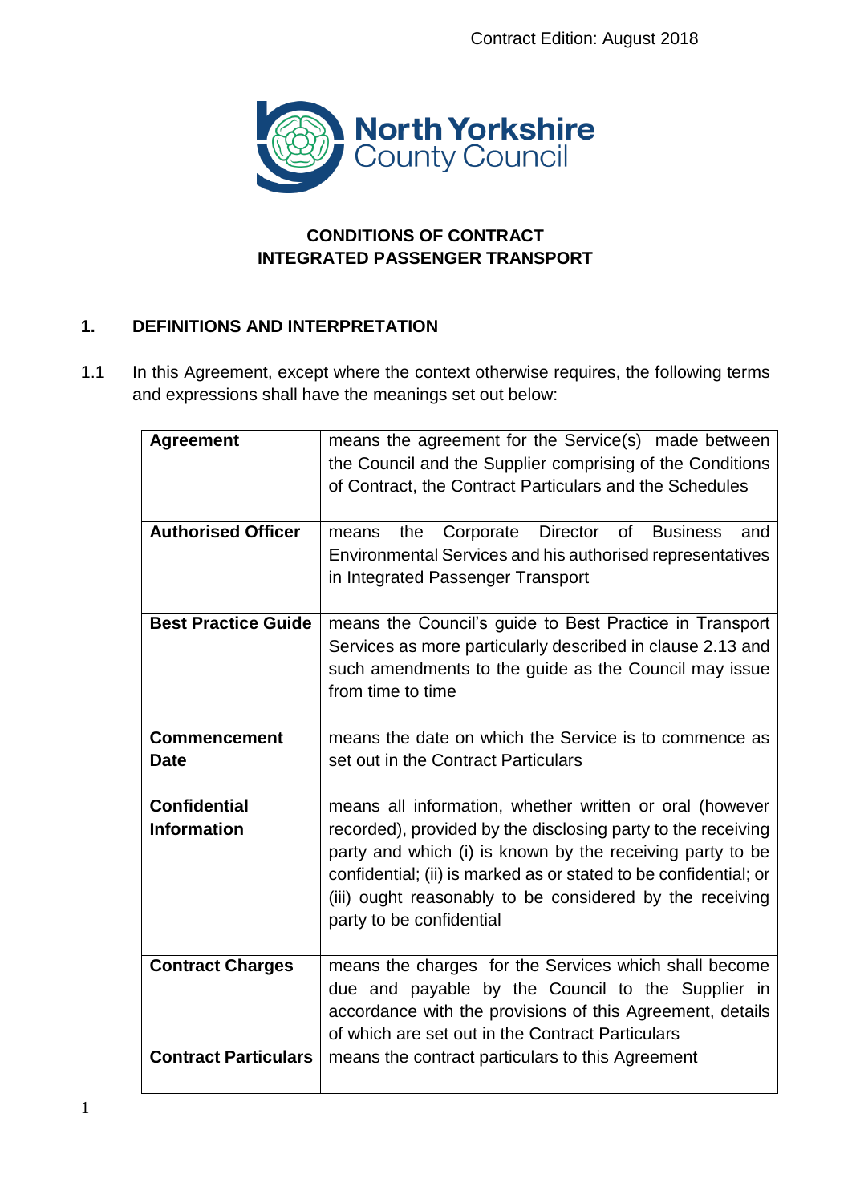Contract Edition: August 2018

North Yorkshire County Council

**CONDITIONS OF CONTRACT**
**INTEGRATED PASSENGER TRANSPORT**

## 1. DEFINITIONS AND INTERPRETATION

1.1 In this Agreement, except where the context otherwise requires, the following terms and expressions shall have the meanings set out below:

| | |
|---|---|
| **Agreement** | means the agreement for the Service(s) made between the Council and the Supplier comprising of the Conditions of Contract, the Contract Particulars and the Schedules |
| **Authorised Officer** | means the Corporate Director of Business and Environmental Services and his authorised representatives in Integrated Passenger Transport |
| **Best Practice Guide** | means the Council's guide to Best Practice in Transport Services as more particularly described in clause 2.13 and such amendments to the guide as the Council may issue from time to time |
| **Commencement Date** | means the date on which the Service is to commence as set out in the Contract Particulars |
| **Confidential Information** | means all information, whether written or oral (however recorded), provided by the disclosing party to the receiving party and which (i) is known by the receiving party to be confidential; (ii) is marked as or stated to be confidential; or (iii) ought reasonably to be considered by the receiving party to be confidential |
| **Contract Charges** | means the charges for the Services which shall become due and payable by the Council to the Supplier in accordance with the provisions of this Agreement, details of which are set out in the Contract Particulars |
| **Contract Particulars** | means the contract particulars to this Agreement |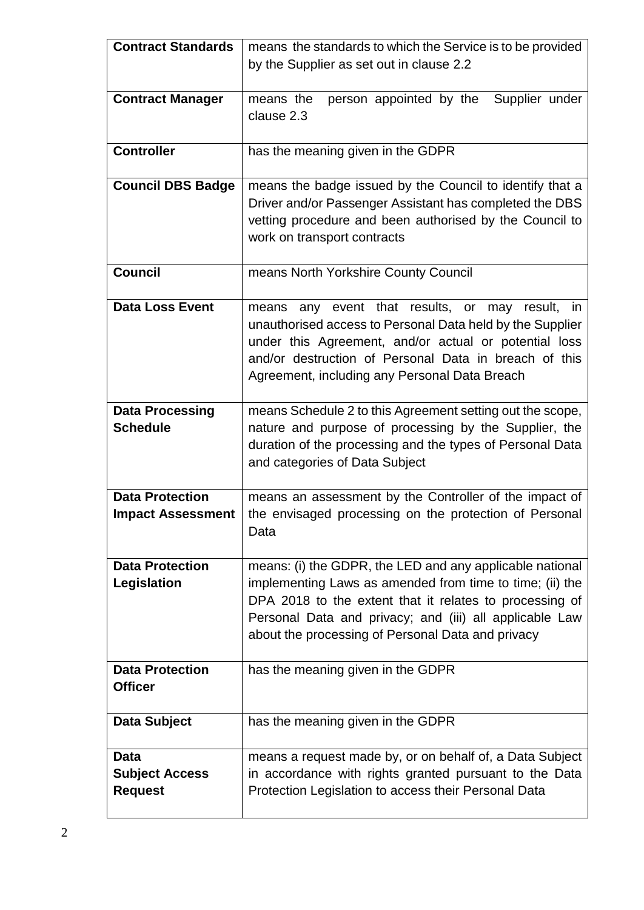| | |
|---|---|
| **Contract Standards** | means the standards to which the Service is to be provided by the Supplier as set out in clause 2.2 |
| **Contract Manager** | means the person appointed by the Supplier under clause 2.3 |
| **Controller** | has the meaning given in the GDPR |
| **Council DBS Badge** | means the badge issued by the Council to identify that a Driver and/or Passenger Assistant has completed the DBS vetting procedure and been authorised by the Council to work on transport contracts |
| **Council** | means North Yorkshire County Council |
| **Data Loss Event** | means any event that results, or may result, in unauthorised access to Personal Data held by the Supplier under this Agreement, and/or actual or potential loss and/or destruction of Personal Data in breach of this Agreement, including any Personal Data Breach |
| **Data Processing Schedule** | means Schedule 2 to this Agreement setting out the scope, nature and purpose of processing by the Supplier, the duration of the processing and the types of Personal Data and categories of Data Subject |
| **Data Protection Impact Assessment** | means an assessment by the Controller of the impact of the envisaged processing on the protection of Personal Data |
| **Data Protection Legislation** | means: (i) the GDPR, the LED and any applicable national implementing Laws as amended from time to time; (ii) the DPA 2018 to the extent that it relates to processing of Personal Data and privacy; and (iii) all applicable Law about the processing of Personal Data and privacy |
| **Data Protection Officer** | has the meaning given in the GDPR |
| **Data Subject** | has the meaning given in the GDPR |
| **Data Subject Access Request** | means a request made by, or on behalf of, a Data Subject in accordance with rights granted pursuant to the Data Protection Legislation to access their Personal Data |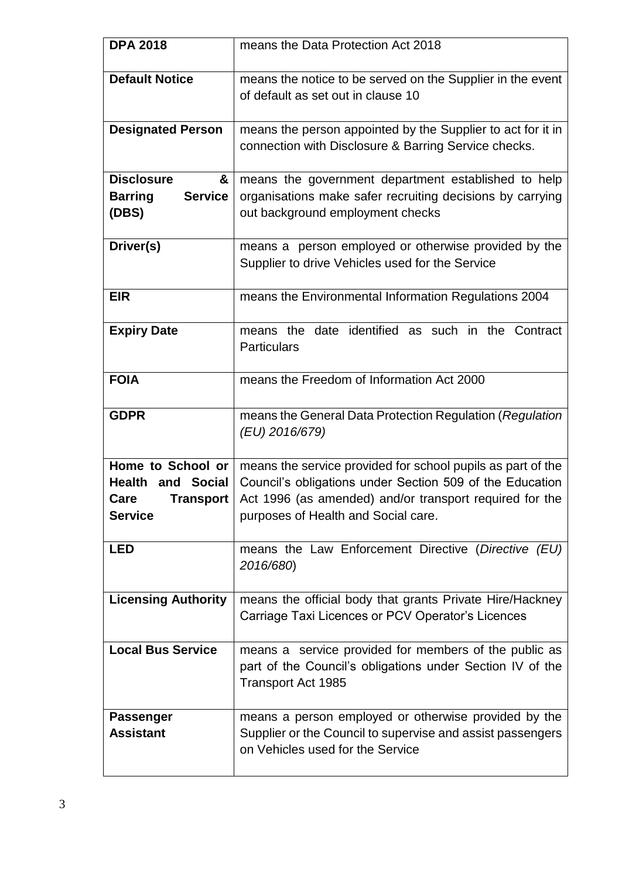| | |
|---|---|
| **DPA 2018** | means the Data Protection Act 2018 |
| **Default Notice** | means the notice to be served on the Supplier in the event of default as set out in clause 10 |
| **Designated Person** | means the person appointed by the Supplier to act for it in connection with Disclosure & Barring Service checks. |
| **Disclosure & Barring Service (DBS)** | means the government department established to help organisations make safer recruiting decisions by carrying out background employment checks |
| **Driver(s)** | means a person employed or otherwise provided by the Supplier to drive Vehicles used for the Service |
| **EIR** | means the Environmental Information Regulations 2004 |
| **Expiry Date** | means the date identified as such in the Contract Particulars |
| **FOIA** | means the Freedom of Information Act 2000 |
| **GDPR** | means the General Data Protection Regulation (*Regulation (EU) 2016/679)* |
| **Home to School or Health and Social Care Transport Service** | means the service provided for school pupils as part of the Council's obligations under Section 509 of the Education Act 1996 (as amended) and/or transport required for the purposes of Health and Social care. |
| **LED** | means the Law Enforcement Directive (*Directive (EU) 2016/680*) |
| **Licensing Authority** | means the official body that grants Private Hire/Hackney Carriage Taxi Licences or PCV Operator's Licences |
| **Local Bus Service** | means a service provided for members of the public as part of the Council's obligations under Section IV of the Transport Act 1985 |
| **Passenger Assistant** | means a person employed or otherwise provided by the Supplier or the Council to supervise and assist passengers on Vehicles used for the Service |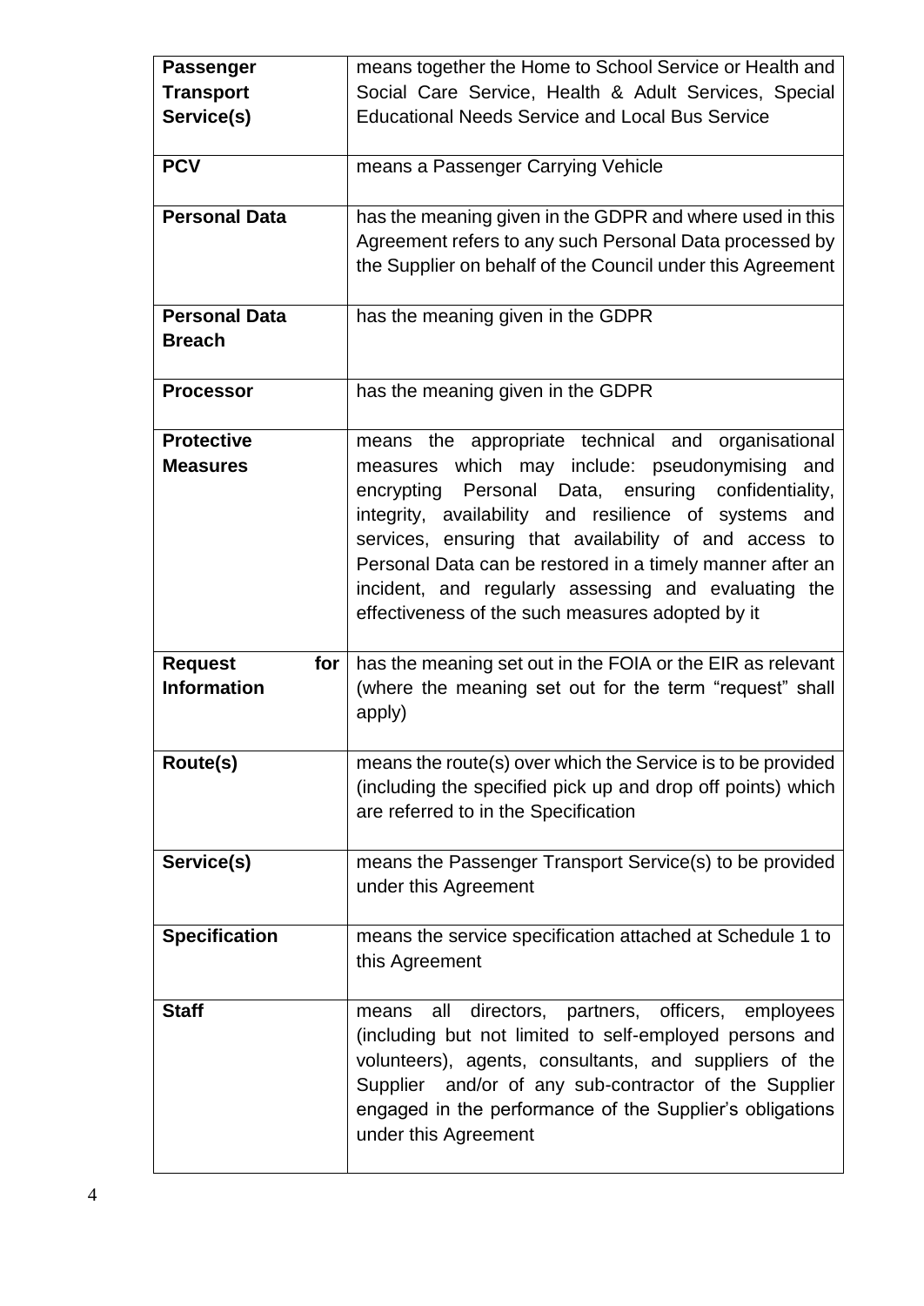| | |
|---|---|
| **Passenger Transport Service(s)** | means together the Home to School Service or Health and Social Care Service, Health & Adult Services, Special Educational Needs Service and Local Bus Service |
| **PCV** | means a Passenger Carrying Vehicle |
| **Personal Data** | has the meaning given in the GDPR and where used in this Agreement refers to any such Personal Data processed by the Supplier on behalf of the Council under this Agreement |
| **Personal Data Breach** | has the meaning given in the GDPR |
| **Processor** | has the meaning given in the GDPR |
| **Protective Measures** | means the appropriate technical and organisational measures which may include: pseudonymising and encrypting Personal Data, ensuring confidentiality, integrity, availability and resilience of systems and services, ensuring that availability of and access to Personal Data can be restored in a timely manner after an incident, and regularly assessing and evaluating the effectiveness of the such measures adopted by it |
| **Request for Information** | has the meaning set out in the FOIA or the EIR as relevant (where the meaning set out for the term "request" shall apply) |
| **Route(s)** | means the route(s) over which the Service is to be provided (including the specified pick up and drop off points) which are referred to in the Specification |
| **Service(s)** | means the Passenger Transport Service(s) to be provided under this Agreement |
| **Specification** | means the service specification attached at Schedule 1 to this Agreement |
| **Staff** | means all directors, partners, officers, employees (including but not limited to self-employed persons and volunteers), agents, consultants, and suppliers of the Supplier and/or of any sub-contractor of the Supplier engaged in the performance of the Supplier's obligations under this Agreement |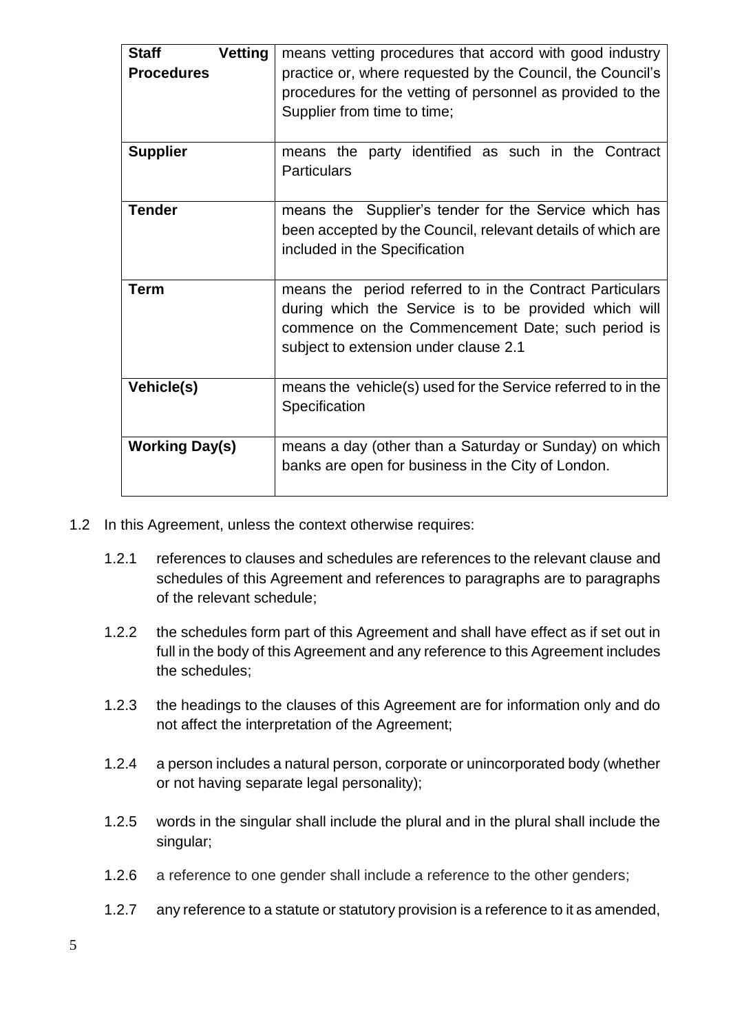| | |
|---|---|
| **Staff Vetting Procedures** | means vetting procedures that accord with good industry practice or, where requested by the Council, the Council's procedures for the vetting of personnel as provided to the Supplier from time to time; |
| **Supplier** | means the party identified as such in the Contract Particulars |
| **Tender** | means the Supplier's tender for the Service which has been accepted by the Council, relevant details of which are included in the Specification |
| **Term** | means the period referred to in the Contract Particulars during which the Service is to be provided which will commence on the Commencement Date; such period is subject to extension under clause 2.1 |
| **Vehicle(s)** | means the vehicle(s) used for the Service referred to in the Specification |
| **Working Day(s)** | means a day (other than a Saturday or Sunday) on which banks are open for business in the City of London. |

1.2 In this Agreement, unless the context otherwise requires:

1.2.1 references to clauses and schedules are references to the relevant clause and schedules of this Agreement and references to paragraphs are to paragraphs of the relevant schedule;

1.2.2 the schedules form part of this Agreement and shall have effect as if set out in full in the body of this Agreement and any reference to this Agreement includes the schedules;

1.2.3 the headings to the clauses of this Agreement are for information only and do not affect the interpretation of the Agreement;

1.2.4 a person includes a natural person, corporate or unincorporated body (whether or not having separate legal personality);

1.2.5 words in the singular shall include the plural and in the plural shall include the singular;

1.2.6 a reference to one gender shall include a reference to the other genders;

1.2.7 any reference to a statute or statutory provision is a reference to it as amended,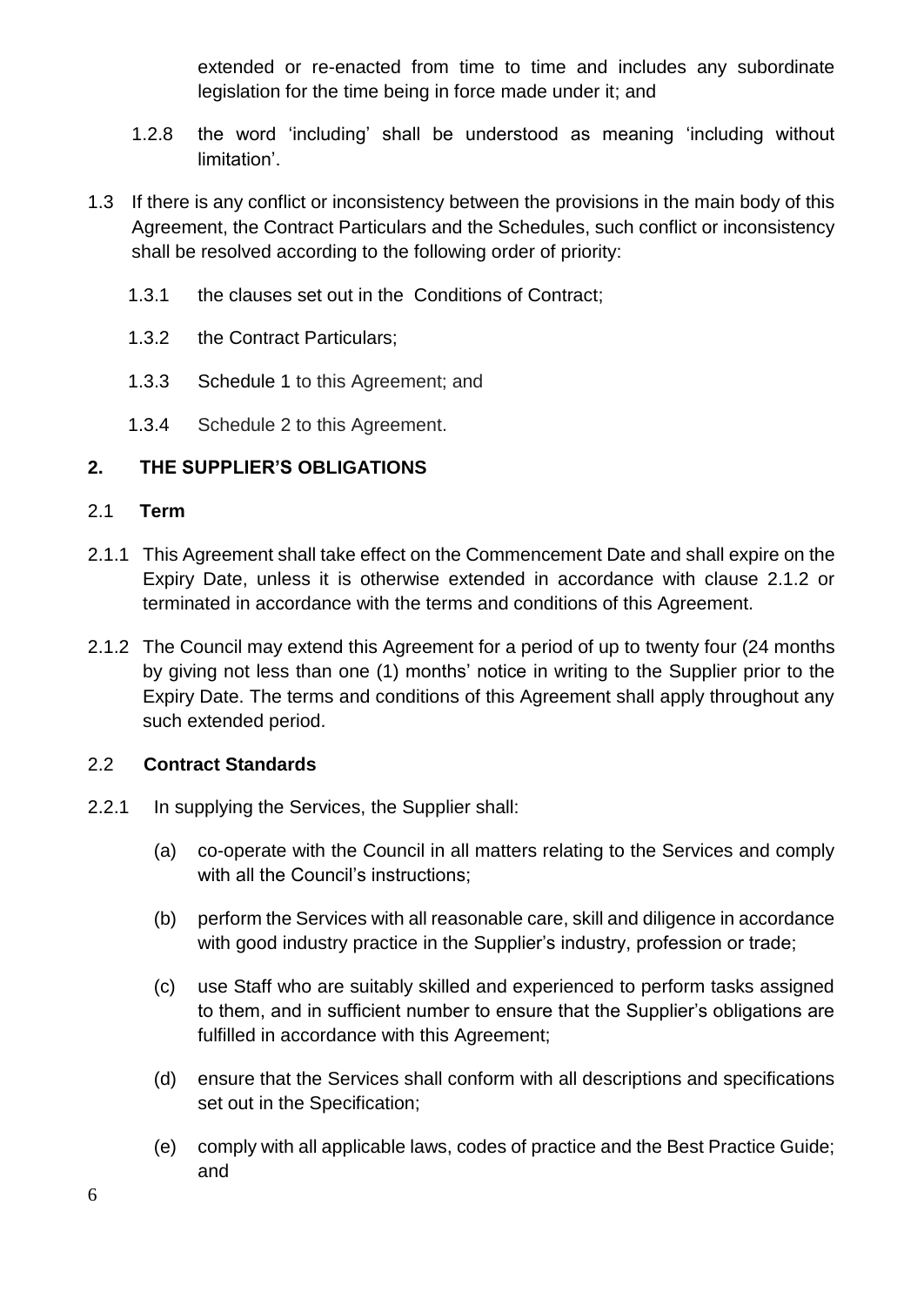extended or re-enacted from time to time and includes any subordinate legislation for the time being in force made under it; and

1.2.8 the word 'including' shall be understood as meaning 'including without limitation'.

1.3 If there is any conflict or inconsistency between the provisions in the main body of this Agreement, the Contract Particulars and the Schedules, such conflict or inconsistency shall be resolved according to the following order of priority:

1.3.1 the clauses set out in the Conditions of Contract;

1.3.2 the Contract Particulars;

1.3.3 Schedule 1 to this Agreement; and

1.3.4 Schedule 2 to this Agreement.

## 2. THE SUPPLIER'S OBLIGATIONS

### 2.1 Term

2.1.1 This Agreement shall take effect on the Commencement Date and shall expire on the Expiry Date, unless it is otherwise extended in accordance with clause 2.1.2 or terminated in accordance with the terms and conditions of this Agreement.

2.1.2 The Council may extend this Agreement for a period of up to twenty four (24 months by giving not less than one (1) months' notice in writing to the Supplier prior to the Expiry Date. The terms and conditions of this Agreement shall apply throughout any such extended period.

### 2.2 Contract Standards

2.2.1 In supplying the Services, the Supplier shall:

(a) co-operate with the Council in all matters relating to the Services and comply with all the Council's instructions;

(b) perform the Services with all reasonable care, skill and diligence in accordance with good industry practice in the Supplier's industry, profession or trade;

(c) use Staff who are suitably skilled and experienced to perform tasks assigned to them, and in sufficient number to ensure that the Supplier's obligations are fulfilled in accordance with this Agreement;

(d) ensure that the Services shall conform with all descriptions and specifications set out in the Specification;

(e) comply with all applicable laws, codes of practice and the Best Practice Guide; and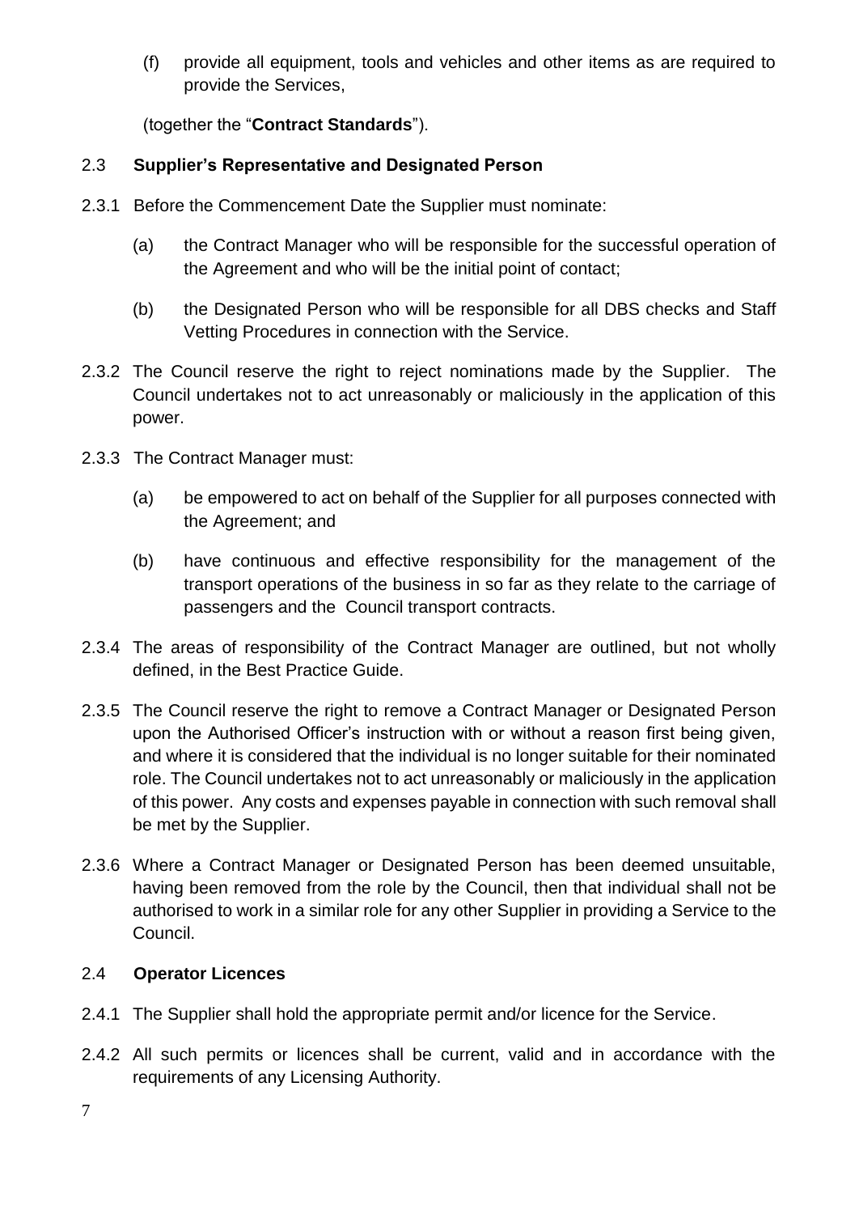(f) provide all equipment, tools and vehicles and other items as are required to provide the Services,

(together the "**Contract Standards**").

### 2.3 Supplier's Representative and Designated Person

2.3.1 Before the Commencement Date the Supplier must nominate:

(a) the Contract Manager who will be responsible for the successful operation of the Agreement and who will be the initial point of contact;

(b) the Designated Person who will be responsible for all DBS checks and Staff Vetting Procedures in connection with the Service.

2.3.2 The Council reserve the right to reject nominations made by the Supplier. The Council undertakes not to act unreasonably or maliciously in the application of this power.

2.3.3 The Contract Manager must:

(a) be empowered to act on behalf of the Supplier for all purposes connected with the Agreement; and

(b) have continuous and effective responsibility for the management of the transport operations of the business in so far as they relate to the carriage of passengers and the Council transport contracts.

2.3.4 The areas of responsibility of the Contract Manager are outlined, but not wholly defined, in the Best Practice Guide.

2.3.5 The Council reserve the right to remove a Contract Manager or Designated Person upon the Authorised Officer's instruction with or without a reason first being given, and where it is considered that the individual is no longer suitable for their nominated role. The Council undertakes not to act unreasonably or maliciously in the application of this power. Any costs and expenses payable in connection with such removal shall be met by the Supplier.

2.3.6 Where a Contract Manager or Designated Person has been deemed unsuitable, having been removed from the role by the Council, then that individual shall not be authorised to work in a similar role for any other Supplier in providing a Service to the Council.

### 2.4 Operator Licences

2.4.1 The Supplier shall hold the appropriate permit and/or licence for the Service.

2.4.2 All such permits or licences shall be current, valid and in accordance with the requirements of any Licensing Authority.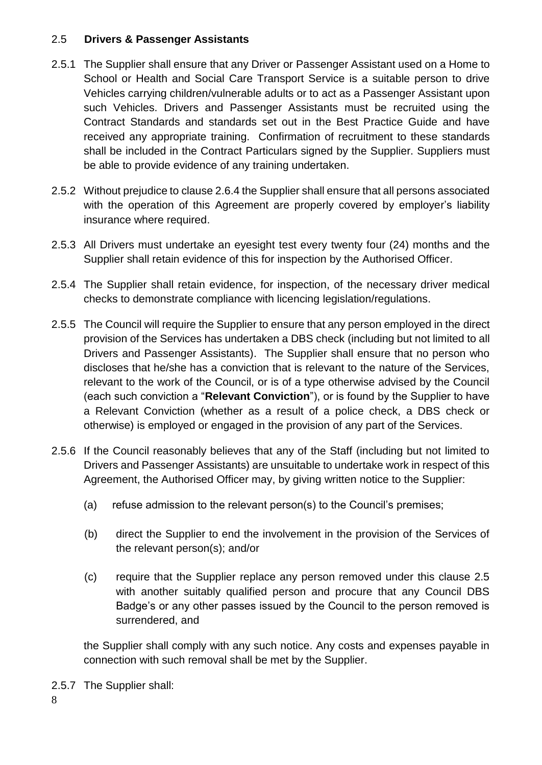## 2.5 **Drivers & Passenger Assistants**

2.5.1 The Supplier shall ensure that any Driver or Passenger Assistant used on a Home to School or Health and Social Care Transport Service is a suitable person to drive Vehicles carrying children/vulnerable adults or to act as a Passenger Assistant upon such Vehicles. Drivers and Passenger Assistants must be recruited using the Contract Standards and standards set out in the Best Practice Guide and have received any appropriate training. Confirmation of recruitment to these standards shall be included in the Contract Particulars signed by the Supplier. Suppliers must be able to provide evidence of any training undertaken.

2.5.2 Without prejudice to clause 2.6.4 the Supplier shall ensure that all persons associated with the operation of this Agreement are properly covered by employer's liability insurance where required.

2.5.3 All Drivers must undertake an eyesight test every twenty four (24) months and the Supplier shall retain evidence of this for inspection by the Authorised Officer.

2.5.4 The Supplier shall retain evidence, for inspection, of the necessary driver medical checks to demonstrate compliance with licencing legislation/regulations.

2.5.5 The Council will require the Supplier to ensure that any person employed in the direct provision of the Services has undertaken a DBS check (including but not limited to all Drivers and Passenger Assistants). The Supplier shall ensure that no person who discloses that he/she has a conviction that is relevant to the nature of the Services, relevant to the work of the Council, or is of a type otherwise advised by the Council (each such conviction a "**Relevant Conviction**"), or is found by the Supplier to have a Relevant Conviction (whether as a result of a police check, a DBS check or otherwise) is employed or engaged in the provision of any part of the Services.

2.5.6 If the Council reasonably believes that any of the Staff (including but not limited to Drivers and Passenger Assistants) are unsuitable to undertake work in respect of this Agreement, the Authorised Officer may, by giving written notice to the Supplier:

(a) refuse admission to the relevant person(s) to the Council's premises;

(b) direct the Supplier to end the involvement in the provision of the Services of the relevant person(s); and/or

(c) require that the Supplier replace any person removed under this clause 2.5 with another suitably qualified person and procure that any Council DBS Badge's or any other passes issued by the Council to the person removed is surrendered, and

the Supplier shall comply with any such notice. Any costs and expenses payable in connection with such removal shall be met by the Supplier.

2.5.7 The Supplier shall: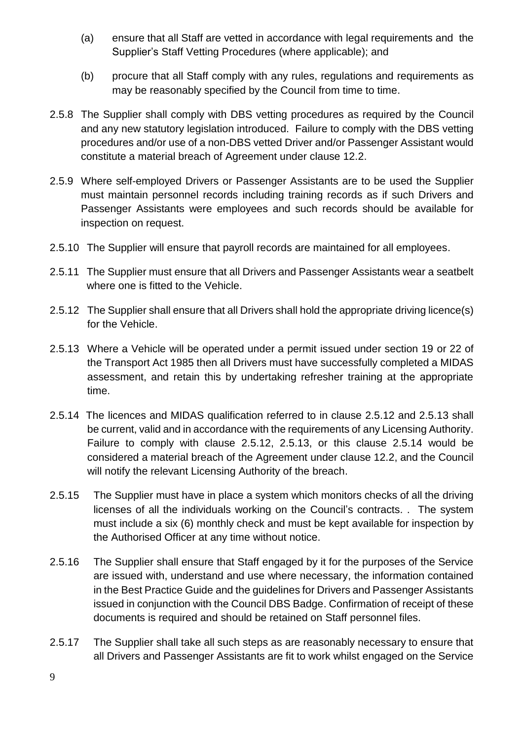(a) ensure that all Staff are vetted in accordance with legal requirements and the Supplier's Staff Vetting Procedures (where applicable); and

(b) procure that all Staff comply with any rules, regulations and requirements as may be reasonably specified by the Council from time to time.

2.5.8 The Supplier shall comply with DBS vetting procedures as required by the Council and any new statutory legislation introduced. Failure to comply with the DBS vetting procedures and/or use of a non-DBS vetted Driver and/or Passenger Assistant would constitute a material breach of Agreement under clause 12.2.

2.5.9 Where self-employed Drivers or Passenger Assistants are to be used the Supplier must maintain personnel records including training records as if such Drivers and Passenger Assistants were employees and such records should be available for inspection on request.

2.5.10 The Supplier will ensure that payroll records are maintained for all employees.

2.5.11 The Supplier must ensure that all Drivers and Passenger Assistants wear a seatbelt where one is fitted to the Vehicle.

2.5.12 The Supplier shall ensure that all Drivers shall hold the appropriate driving licence(s) for the Vehicle.

2.5.13 Where a Vehicle will be operated under a permit issued under section 19 or 22 of the Transport Act 1985 then all Drivers must have successfully completed a MIDAS assessment, and retain this by undertaking refresher training at the appropriate time.

2.5.14 The licences and MIDAS qualification referred to in clause 2.5.12 and 2.5.13 shall be current, valid and in accordance with the requirements of any Licensing Authority. Failure to comply with clause 2.5.12, 2.5.13, or this clause 2.5.14 would be considered a material breach of the Agreement under clause 12.2, and the Council will notify the relevant Licensing Authority of the breach.

2.5.15 The Supplier must have in place a system which monitors checks of all the driving licenses of all the individuals working on the Council's contracts. . The system must include a six (6) monthly check and must be kept available for inspection by the Authorised Officer at any time without notice.

2.5.16 The Supplier shall ensure that Staff engaged by it for the purposes of the Service are issued with, understand and use where necessary, the information contained in the Best Practice Guide and the guidelines for Drivers and Passenger Assistants issued in conjunction with the Council DBS Badge. Confirmation of receipt of these documents is required and should be retained on Staff personnel files.

2.5.17 The Supplier shall take all such steps as are reasonably necessary to ensure that all Drivers and Passenger Assistants are fit to work whilst engaged on the Service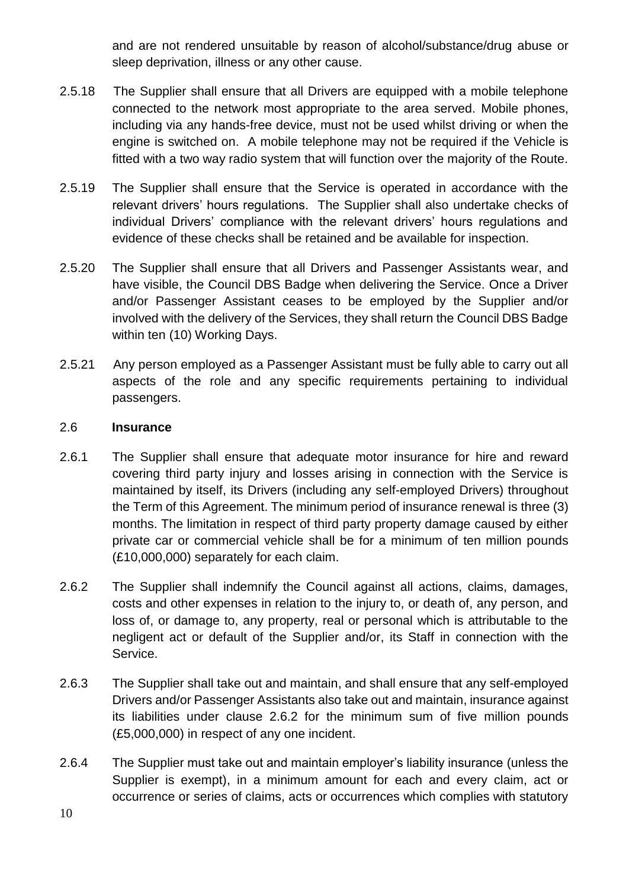and are not rendered unsuitable by reason of alcohol/substance/drug abuse or sleep deprivation, illness or any other cause.

2.5.18 The Supplier shall ensure that all Drivers are equipped with a mobile telephone connected to the network most appropriate to the area served. Mobile phones, including via any hands-free device, must not be used whilst driving or when the engine is switched on. A mobile telephone may not be required if the Vehicle is fitted with a two way radio system that will function over the majority of the Route.

2.5.19 The Supplier shall ensure that the Service is operated in accordance with the relevant drivers' hours regulations. The Supplier shall also undertake checks of individual Drivers' compliance with the relevant drivers' hours regulations and evidence of these checks shall be retained and be available for inspection.

2.5.20 The Supplier shall ensure that all Drivers and Passenger Assistants wear, and have visible, the Council DBS Badge when delivering the Service. Once a Driver and/or Passenger Assistant ceases to be employed by the Supplier and/or involved with the delivery of the Services, they shall return the Council DBS Badge within ten (10) Working Days.

2.5.21 Any person employed as a Passenger Assistant must be fully able to carry out all aspects of the role and any specific requirements pertaining to individual passengers.

## 2.6 **Insurance**

2.6.1 The Supplier shall ensure that adequate motor insurance for hire and reward covering third party injury and losses arising in connection with the Service is maintained by itself, its Drivers (including any self-employed Drivers) throughout the Term of this Agreement. The minimum period of insurance renewal is three (3) months. The limitation in respect of third party property damage caused by either private car or commercial vehicle shall be for a minimum of ten million pounds (£10,000,000) separately for each claim.

2.6.2 The Supplier shall indemnify the Council against all actions, claims, damages, costs and other expenses in relation to the injury to, or death of, any person, and loss of, or damage to, any property, real or personal which is attributable to the negligent act or default of the Supplier and/or, its Staff in connection with the Service.

2.6.3 The Supplier shall take out and maintain, and shall ensure that any self-employed Drivers and/or Passenger Assistants also take out and maintain, insurance against its liabilities under clause 2.6.2 for the minimum sum of five million pounds (£5,000,000) in respect of any one incident.

2.6.4 The Supplier must take out and maintain employer's liability insurance (unless the Supplier is exempt), in a minimum amount for each and every claim, act or occurrence or series of claims, acts or occurrences which complies with statutory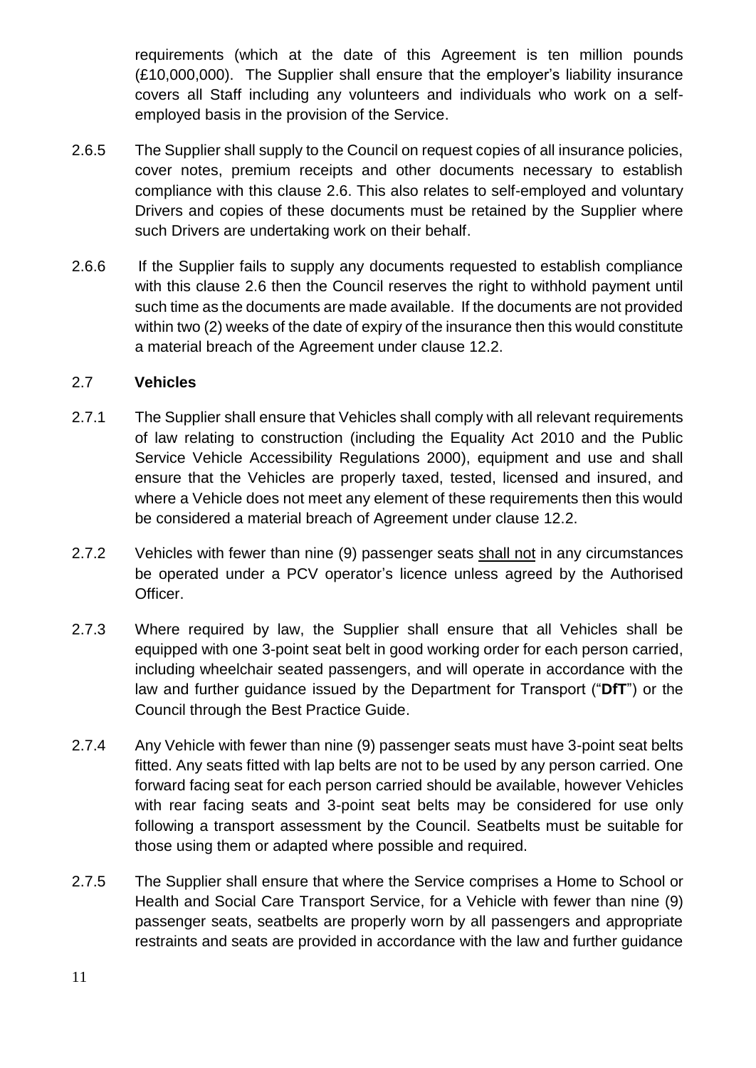requirements (which at the date of this Agreement is ten million pounds (£10,000,000). The Supplier shall ensure that the employer's liability insurance covers all Staff including any volunteers and individuals who work on a self-employed basis in the provision of the Service.

2.6.5 The Supplier shall supply to the Council on request copies of all insurance policies, cover notes, premium receipts and other documents necessary to establish compliance with this clause 2.6. This also relates to self-employed and voluntary Drivers and copies of these documents must be retained by the Supplier where such Drivers are undertaking work on their behalf.

2.6.6 If the Supplier fails to supply any documents requested to establish compliance with this clause 2.6 then the Council reserves the right to withhold payment until such time as the documents are made available. If the documents are not provided within two (2) weeks of the date of expiry of the insurance then this would constitute a material breach of the Agreement under clause 12.2.

2.7 **Vehicles**

2.7.1 The Supplier shall ensure that Vehicles shall comply with all relevant requirements of law relating to construction (including the Equality Act 2010 and the Public Service Vehicle Accessibility Regulations 2000), equipment and use and shall ensure that the Vehicles are properly taxed, tested, licensed and insured, and where a Vehicle does not meet any element of these requirements then this would be considered a material breach of Agreement under clause 12.2.

2.7.2 Vehicles with fewer than nine (9) passenger seats <u>shall not</u> in any circumstances be operated under a PCV operator's licence unless agreed by the Authorised Officer.

2.7.3 Where required by law, the Supplier shall ensure that all Vehicles shall be equipped with one 3-point seat belt in good working order for each person carried, including wheelchair seated passengers, and will operate in accordance with the law and further guidance issued by the Department for Transport ("**DfT**") or the Council through the Best Practice Guide.

2.7.4 Any Vehicle with fewer than nine (9) passenger seats must have 3-point seat belts fitted. Any seats fitted with lap belts are not to be used by any person carried. One forward facing seat for each person carried should be available, however Vehicles with rear facing seats and 3-point seat belts may be considered for use only following a transport assessment by the Council. Seatbelts must be suitable for those using them or adapted where possible and required.

2.7.5 The Supplier shall ensure that where the Service comprises a Home to School or Health and Social Care Transport Service, for a Vehicle with fewer than nine (9) passenger seats, seatbelts are properly worn by all passengers and appropriate restraints and seats are provided in accordance with the law and further guidance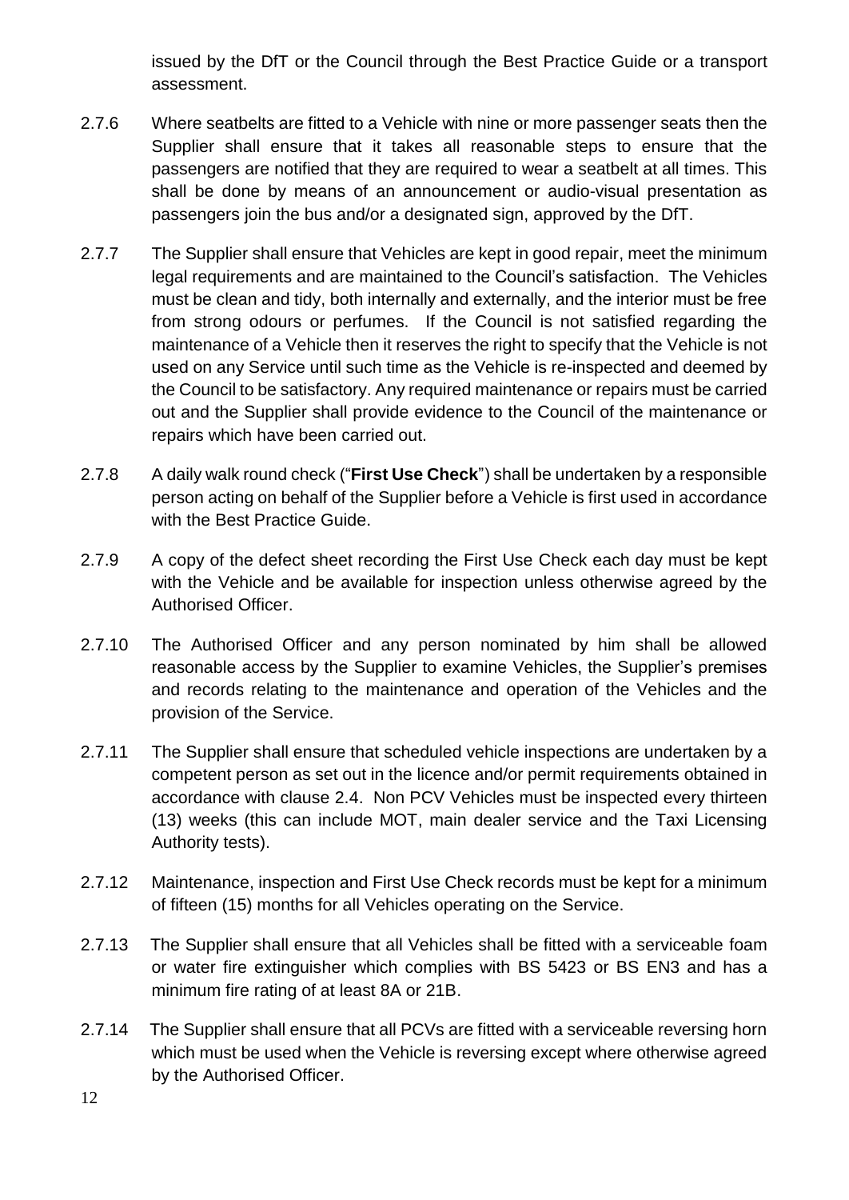issued by the DfT or the Council through the Best Practice Guide or a transport assessment.

2.7.6 Where seatbelts are fitted to a Vehicle with nine or more passenger seats then the Supplier shall ensure that it takes all reasonable steps to ensure that the passengers are notified that they are required to wear a seatbelt at all times. This shall be done by means of an announcement or audio-visual presentation as passengers join the bus and/or a designated sign, approved by the DfT.

2.7.7 The Supplier shall ensure that Vehicles are kept in good repair, meet the minimum legal requirements and are maintained to the Council's satisfaction. The Vehicles must be clean and tidy, both internally and externally, and the interior must be free from strong odours or perfumes. If the Council is not satisfied regarding the maintenance of a Vehicle then it reserves the right to specify that the Vehicle is not used on any Service until such time as the Vehicle is re-inspected and deemed by the Council to be satisfactory. Any required maintenance or repairs must be carried out and the Supplier shall provide evidence to the Council of the maintenance or repairs which have been carried out.

2.7.8 A daily walk round check ("**First Use Check**") shall be undertaken by a responsible person acting on behalf of the Supplier before a Vehicle is first used in accordance with the Best Practice Guide.

2.7.9 A copy of the defect sheet recording the First Use Check each day must be kept with the Vehicle and be available for inspection unless otherwise agreed by the Authorised Officer.

2.7.10 The Authorised Officer and any person nominated by him shall be allowed reasonable access by the Supplier to examine Vehicles, the Supplier's premises and records relating to the maintenance and operation of the Vehicles and the provision of the Service.

2.7.11 The Supplier shall ensure that scheduled vehicle inspections are undertaken by a competent person as set out in the licence and/or permit requirements obtained in accordance with clause 2.4. Non PCV Vehicles must be inspected every thirteen (13) weeks (this can include MOT, main dealer service and the Taxi Licensing Authority tests).

2.7.12 Maintenance, inspection and First Use Check records must be kept for a minimum of fifteen (15) months for all Vehicles operating on the Service.

2.7.13 The Supplier shall ensure that all Vehicles shall be fitted with a serviceable foam or water fire extinguisher which complies with BS 5423 or BS EN3 and has a minimum fire rating of at least 8A or 21B.

2.7.14 The Supplier shall ensure that all PCVs are fitted with a serviceable reversing horn which must be used when the Vehicle is reversing except where otherwise agreed by the Authorised Officer.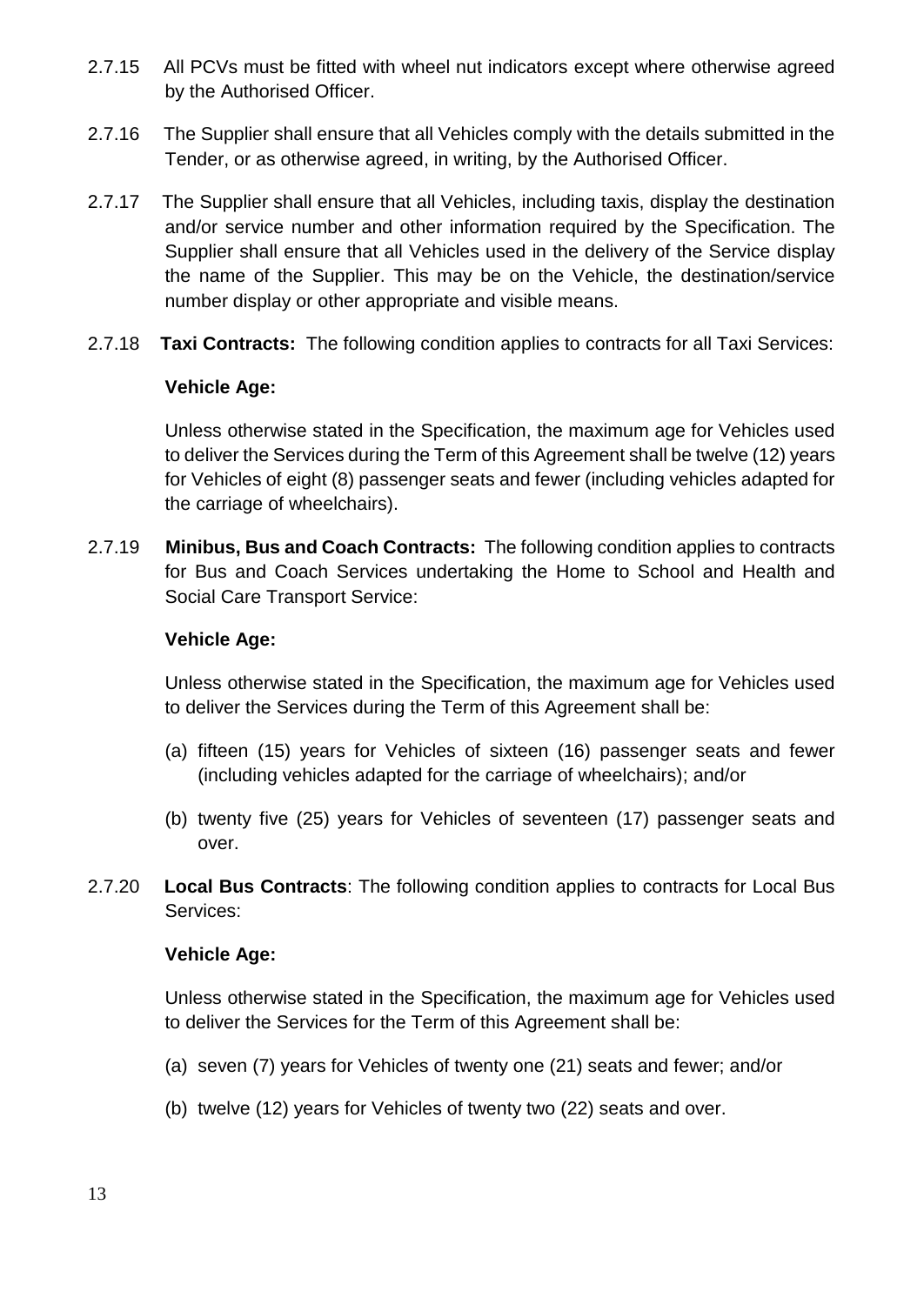2.7.15 All PCVs must be fitted with wheel nut indicators except where otherwise agreed by the Authorised Officer.

2.7.16 The Supplier shall ensure that all Vehicles comply with the details submitted in the Tender, or as otherwise agreed, in writing, by the Authorised Officer.

2.7.17 The Supplier shall ensure that all Vehicles, including taxis, display the destination and/or service number and other information required by the Specification. The Supplier shall ensure that all Vehicles used in the delivery of the Service display the name of the Supplier. This may be on the Vehicle, the destination/service number display or other appropriate and visible means.

2.7.18 **Taxi Contracts:** The following condition applies to contracts for all Taxi Services:

**Vehicle Age:**

Unless otherwise stated in the Specification, the maximum age for Vehicles used to deliver the Services during the Term of this Agreement shall be twelve (12) years for Vehicles of eight (8) passenger seats and fewer (including vehicles adapted for the carriage of wheelchairs).

2.7.19 **Minibus, Bus and Coach Contracts:** The following condition applies to contracts for Bus and Coach Services undertaking the Home to School and Health and Social Care Transport Service:

**Vehicle Age:**

Unless otherwise stated in the Specification, the maximum age for Vehicles used to deliver the Services during the Term of this Agreement shall be:

(a) fifteen (15) years for Vehicles of sixteen (16) passenger seats and fewer (including vehicles adapted for the carriage of wheelchairs); and/or

(b) twenty five (25) years for Vehicles of seventeen (17) passenger seats and over.

2.7.20 **Local Bus Contracts**: The following condition applies to contracts for Local Bus Services:

**Vehicle Age:**

Unless otherwise stated in the Specification, the maximum age for Vehicles used to deliver the Services for the Term of this Agreement shall be:

(a) seven (7) years for Vehicles of twenty one (21) seats and fewer; and/or

(b) twelve (12) years for Vehicles of twenty two (22) seats and over.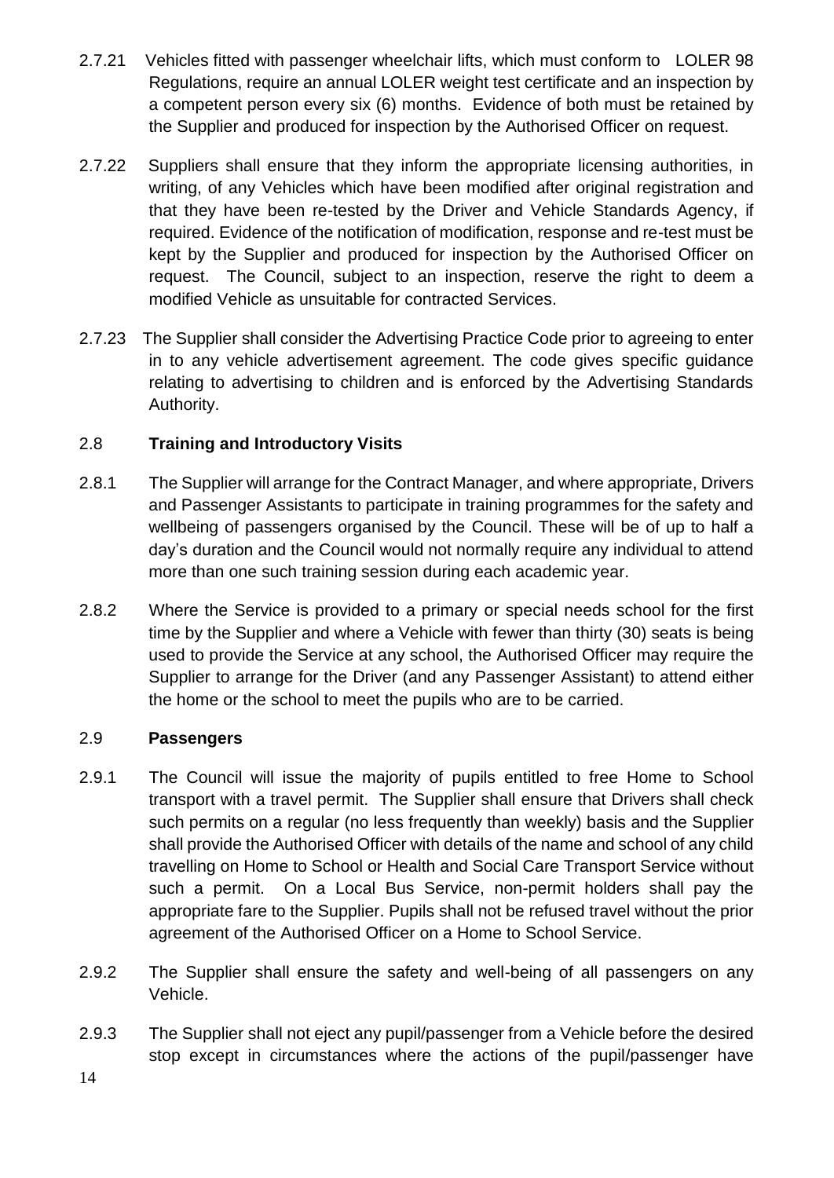2.7.21 Vehicles fitted with passenger wheelchair lifts, which must conform to LOLER 98 Regulations, require an annual LOLER weight test certificate and an inspection by a competent person every six (6) months. Evidence of both must be retained by the Supplier and produced for inspection by the Authorised Officer on request.

2.7.22 Suppliers shall ensure that they inform the appropriate licensing authorities, in writing, of any Vehicles which have been modified after original registration and that they have been re-tested by the Driver and Vehicle Standards Agency, if required. Evidence of the notification of modification, response and re-test must be kept by the Supplier and produced for inspection by the Authorised Officer on request. The Council, subject to an inspection, reserve the right to deem a modified Vehicle as unsuitable for contracted Services.

2.7.23 The Supplier shall consider the Advertising Practice Code prior to agreeing to enter in to any vehicle advertisement agreement. The code gives specific guidance relating to advertising to children and is enforced by the Advertising Standards Authority.

## 2.8 **Training and Introductory Visits**

2.8.1 The Supplier will arrange for the Contract Manager, and where appropriate, Drivers and Passenger Assistants to participate in training programmes for the safety and wellbeing of passengers organised by the Council. These will be of up to half a day's duration and the Council would not normally require any individual to attend more than one such training session during each academic year.

2.8.2 Where the Service is provided to a primary or special needs school for the first time by the Supplier and where a Vehicle with fewer than thirty (30) seats is being used to provide the Service at any school, the Authorised Officer may require the Supplier to arrange for the Driver (and any Passenger Assistant) to attend either the home or the school to meet the pupils who are to be carried.

## 2.9 **Passengers**

2.9.1 The Council will issue the majority of pupils entitled to free Home to School transport with a travel permit. The Supplier shall ensure that Drivers shall check such permits on a regular (no less frequently than weekly) basis and the Supplier shall provide the Authorised Officer with details of the name and school of any child travelling on Home to School or Health and Social Care Transport Service without such a permit. On a Local Bus Service, non-permit holders shall pay the appropriate fare to the Supplier. Pupils shall not be refused travel without the prior agreement of the Authorised Officer on a Home to School Service.

2.9.2 The Supplier shall ensure the safety and well-being of all passengers on any Vehicle.

2.9.3 The Supplier shall not eject any pupil/passenger from a Vehicle before the desired stop except in circumstances where the actions of the pupil/passenger have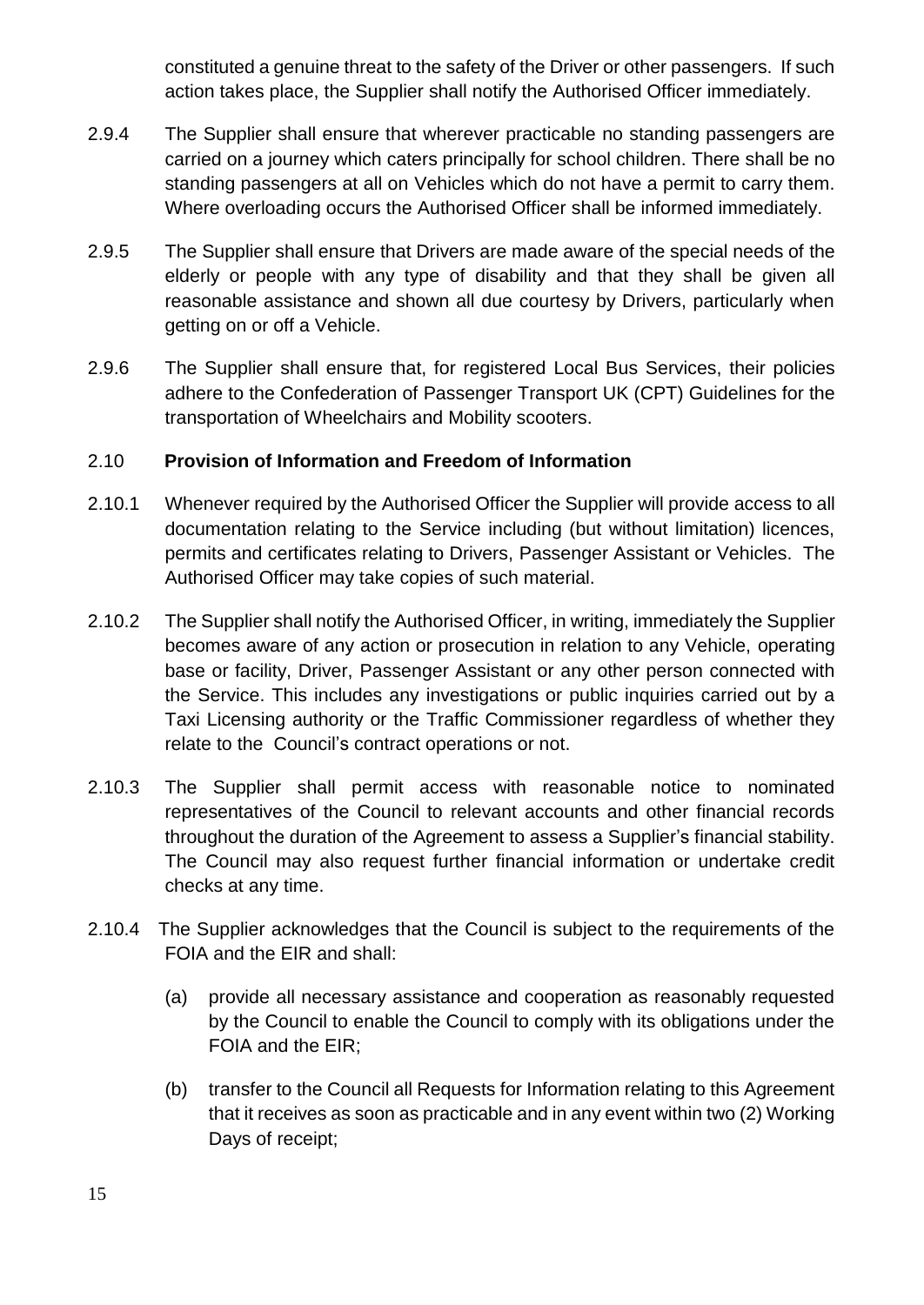constituted a genuine threat to the safety of the Driver or other passengers. If such action takes place, the Supplier shall notify the Authorised Officer immediately.

2.9.4 The Supplier shall ensure that wherever practicable no standing passengers are carried on a journey which caters principally for school children. There shall be no standing passengers at all on Vehicles which do not have a permit to carry them. Where overloading occurs the Authorised Officer shall be informed immediately.

2.9.5 The Supplier shall ensure that Drivers are made aware of the special needs of the elderly or people with any type of disability and that they shall be given all reasonable assistance and shown all due courtesy by Drivers, particularly when getting on or off a Vehicle.

2.9.6 The Supplier shall ensure that, for registered Local Bus Services, their policies adhere to the Confederation of Passenger Transport UK (CPT) Guidelines for the transportation of Wheelchairs and Mobility scooters.

### 2.10 Provision of Information and Freedom of Information

2.10.1 Whenever required by the Authorised Officer the Supplier will provide access to all documentation relating to the Service including (but without limitation) licences, permits and certificates relating to Drivers, Passenger Assistant or Vehicles. The Authorised Officer may take copies of such material.

2.10.2 The Supplier shall notify the Authorised Officer, in writing, immediately the Supplier becomes aware of any action or prosecution in relation to any Vehicle, operating base or facility, Driver, Passenger Assistant or any other person connected with the Service. This includes any investigations or public inquiries carried out by a Taxi Licensing authority or the Traffic Commissioner regardless of whether they relate to the Council's contract operations or not.

2.10.3 The Supplier shall permit access with reasonable notice to nominated representatives of the Council to relevant accounts and other financial records throughout the duration of the Agreement to assess a Supplier's financial stability. The Council may also request further financial information or undertake credit checks at any time.

2.10.4 The Supplier acknowledges that the Council is subject to the requirements of the FOIA and the EIR and shall:

(a) provide all necessary assistance and cooperation as reasonably requested by the Council to enable the Council to comply with its obligations under the FOIA and the EIR;

(b) transfer to the Council all Requests for Information relating to this Agreement that it receives as soon as practicable and in any event within two (2) Working Days of receipt;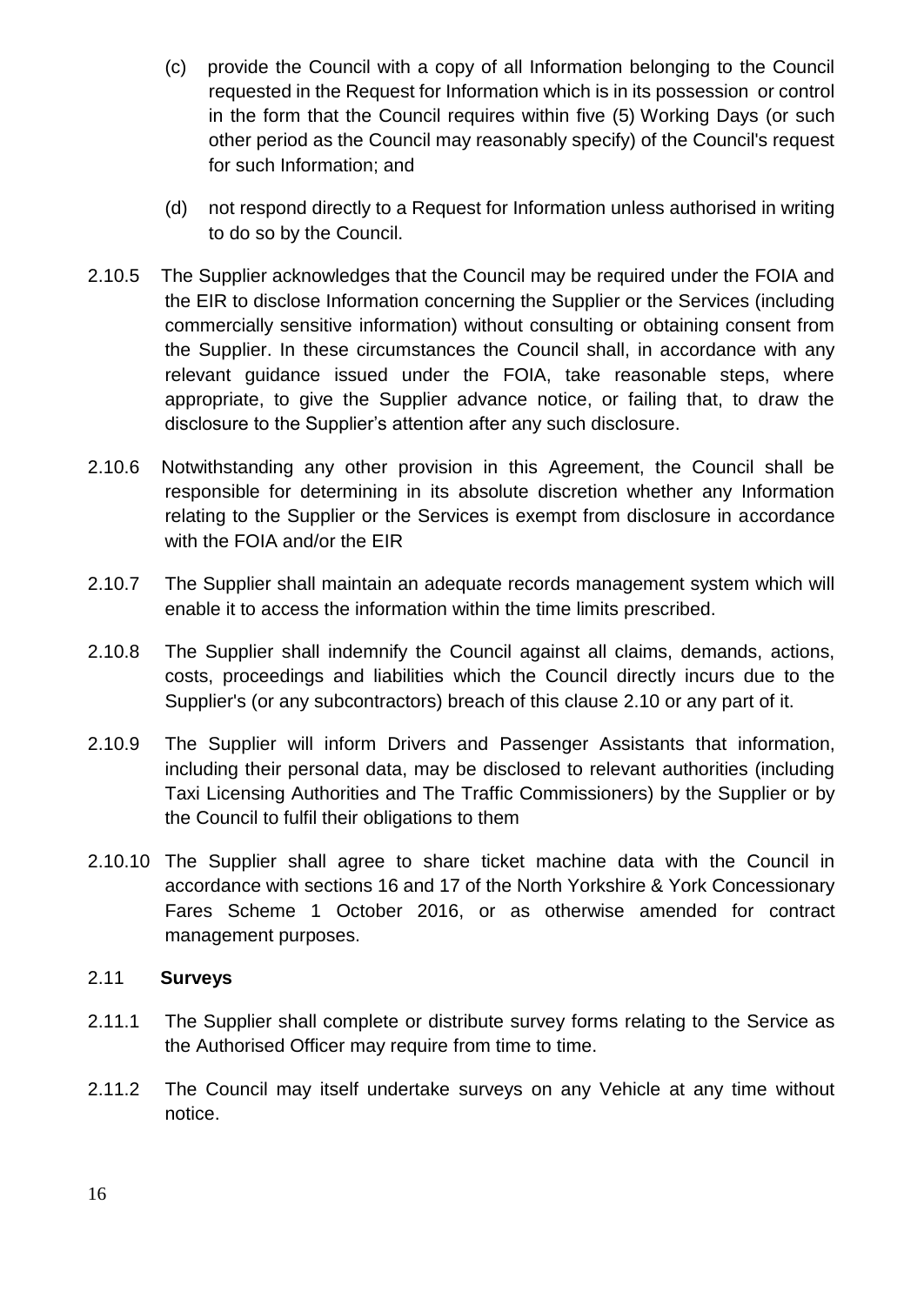(c) provide the Council with a copy of all Information belonging to the Council requested in the Request for Information which is in its possession or control in the form that the Council requires within five (5) Working Days (or such other period as the Council may reasonably specify) of the Council's request for such Information; and

(d) not respond directly to a Request for Information unless authorised in writing to do so by the Council.

2.10.5 The Supplier acknowledges that the Council may be required under the FOIA and the EIR to disclose Information concerning the Supplier or the Services (including commercially sensitive information) without consulting or obtaining consent from the Supplier. In these circumstances the Council shall, in accordance with any relevant guidance issued under the FOIA, take reasonable steps, where appropriate, to give the Supplier advance notice, or failing that, to draw the disclosure to the Supplier's attention after any such disclosure.

2.10.6 Notwithstanding any other provision in this Agreement, the Council shall be responsible for determining in its absolute discretion whether any Information relating to the Supplier or the Services is exempt from disclosure in accordance with the FOIA and/or the EIR

2.10.7 The Supplier shall maintain an adequate records management system which will enable it to access the information within the time limits prescribed.

2.10.8 The Supplier shall indemnify the Council against all claims, demands, actions, costs, proceedings and liabilities which the Council directly incurs due to the Supplier's (or any subcontractors) breach of this clause 2.10 or any part of it.

2.10.9 The Supplier will inform Drivers and Passenger Assistants that information, including their personal data, may be disclosed to relevant authorities (including Taxi Licensing Authorities and The Traffic Commissioners) by the Supplier or by the Council to fulfil their obligations to them

2.10.10 The Supplier shall agree to share ticket machine data with the Council in accordance with sections 16 and 17 of the North Yorkshire & York Concessionary Fares Scheme 1 October 2016, or as otherwise amended for contract management purposes.

## 2.11 **Surveys**

2.11.1 The Supplier shall complete or distribute survey forms relating to the Service as the Authorised Officer may require from time to time.

2.11.2 The Council may itself undertake surveys on any Vehicle at any time without notice.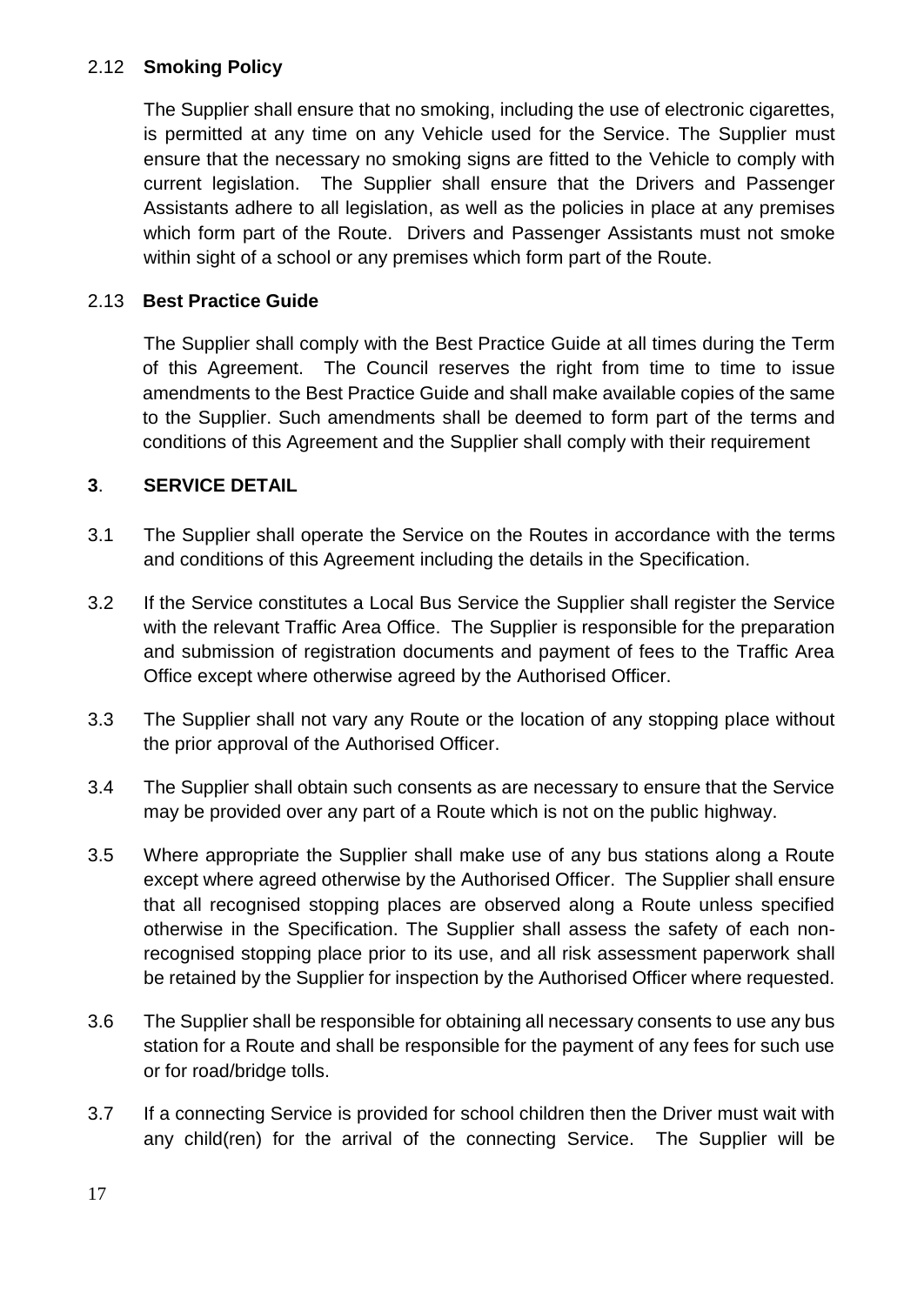### 2.12 **Smoking Policy**

The Supplier shall ensure that no smoking, including the use of electronic cigarettes, is permitted at any time on any Vehicle used for the Service. The Supplier must ensure that the necessary no smoking signs are fitted to the Vehicle to comply with current legislation. The Supplier shall ensure that the Drivers and Passenger Assistants adhere to all legislation, as well as the policies in place at any premises which form part of the Route. Drivers and Passenger Assistants must not smoke within sight of a school or any premises which form part of the Route.

### 2.13 **Best Practice Guide**

The Supplier shall comply with the Best Practice Guide at all times during the Term of this Agreement. The Council reserves the right from time to time to issue amendments to the Best Practice Guide and shall make available copies of the same to the Supplier. Such amendments shall be deemed to form part of the terms and conditions of this Agreement and the Supplier shall comply with their requirement

## **3**. **SERVICE DETAIL**

3.1 The Supplier shall operate the Service on the Routes in accordance with the terms and conditions of this Agreement including the details in the Specification.

3.2 If the Service constitutes a Local Bus Service the Supplier shall register the Service with the relevant Traffic Area Office. The Supplier is responsible for the preparation and submission of registration documents and payment of fees to the Traffic Area Office except where otherwise agreed by the Authorised Officer.

3.3 The Supplier shall not vary any Route or the location of any stopping place without the prior approval of the Authorised Officer.

3.4 The Supplier shall obtain such consents as are necessary to ensure that the Service may be provided over any part of a Route which is not on the public highway.

3.5 Where appropriate the Supplier shall make use of any bus stations along a Route except where agreed otherwise by the Authorised Officer. The Supplier shall ensure that all recognised stopping places are observed along a Route unless specified otherwise in the Specification. The Supplier shall assess the safety of each non-recognised stopping place prior to its use, and all risk assessment paperwork shall be retained by the Supplier for inspection by the Authorised Officer where requested.

3.6 The Supplier shall be responsible for obtaining all necessary consents to use any bus station for a Route and shall be responsible for the payment of any fees for such use or for road/bridge tolls.

3.7 If a connecting Service is provided for school children then the Driver must wait with any child(ren) for the arrival of the connecting Service. The Supplier will be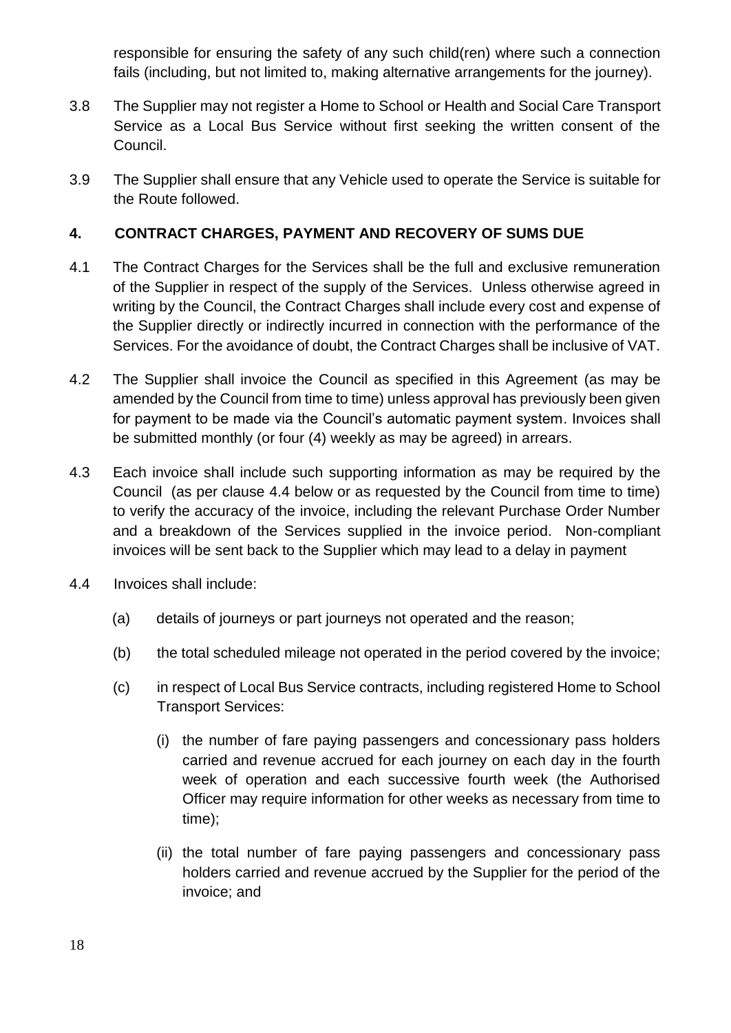responsible for ensuring the safety of any such child(ren) where such a connection fails (including, but not limited to, making alternative arrangements for the journey).

3.8 The Supplier may not register a Home to School or Health and Social Care Transport Service as a Local Bus Service without first seeking the written consent of the Council.

3.9 The Supplier shall ensure that any Vehicle used to operate the Service is suitable for the Route followed.

## 4. CONTRACT CHARGES, PAYMENT AND RECOVERY OF SUMS DUE

4.1 The Contract Charges for the Services shall be the full and exclusive remuneration of the Supplier in respect of the supply of the Services. Unless otherwise agreed in writing by the Council, the Contract Charges shall include every cost and expense of the Supplier directly or indirectly incurred in connection with the performance of the Services. For the avoidance of doubt, the Contract Charges shall be inclusive of VAT.

4.2 The Supplier shall invoice the Council as specified in this Agreement (as may be amended by the Council from time to time) unless approval has previously been given for payment to be made via the Council's automatic payment system. Invoices shall be submitted monthly (or four (4) weekly as may be agreed) in arrears.

4.3 Each invoice shall include such supporting information as may be required by the Council (as per clause 4.4 below or as requested by the Council from time to time) to verify the accuracy of the invoice, including the relevant Purchase Order Number and a breakdown of the Services supplied in the invoice period. Non-compliant invoices will be sent back to the Supplier which may lead to a delay in payment

4.4 Invoices shall include:

(a) details of journeys or part journeys not operated and the reason;

(b) the total scheduled mileage not operated in the period covered by the invoice;

(c) in respect of Local Bus Service contracts, including registered Home to School Transport Services:

(i) the number of fare paying passengers and concessionary pass holders carried and revenue accrued for each journey on each day in the fourth week of operation and each successive fourth week (the Authorised Officer may require information for other weeks as necessary from time to time);

(ii) the total number of fare paying passengers and concessionary pass holders carried and revenue accrued by the Supplier for the period of the invoice; and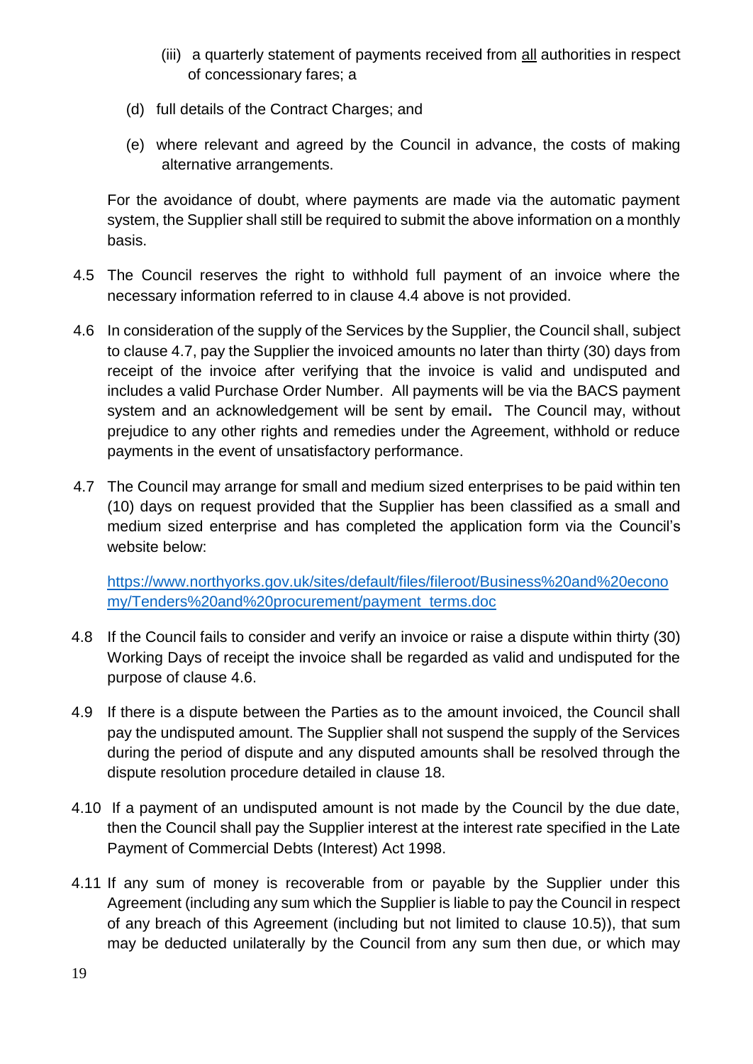(iii) a quarterly statement of payments received from all authorities in respect of concessionary fares; a

(d) full details of the Contract Charges; and

(e) where relevant and agreed by the Council in advance, the costs of making alternative arrangements.

For the avoidance of doubt, where payments are made via the automatic payment system, the Supplier shall still be required to submit the above information on a monthly basis.

4.5 The Council reserves the right to withhold full payment of an invoice where the necessary information referred to in clause 4.4 above is not provided.

4.6 In consideration of the supply of the Services by the Supplier, the Council shall, subject to clause 4.7, pay the Supplier the invoiced amounts no later than thirty (30) days from receipt of the invoice after verifying that the invoice is valid and undisputed and includes a valid Purchase Order Number. All payments will be via the BACS payment system and an acknowledgement will be sent by email**.** The Council may, without prejudice to any other rights and remedies under the Agreement, withhold or reduce payments in the event of unsatisfactory performance.

4.7 The Council may arrange for small and medium sized enterprises to be paid within ten (10) days on request provided that the Supplier has been classified as a small and medium sized enterprise and has completed the application form via the Council's website below:

[https://www.northyorks.gov.uk/sites/default/files/fileroot/Business%20and%20economy/Tenders%20and%20procurement/payment_terms.doc](https://www.northyorks.gov.uk/sites/default/files/fileroot/Business%20and%20economy/Tenders%20and%20procurement/payment_terms.doc)

4.8 If the Council fails to consider and verify an invoice or raise a dispute within thirty (30) Working Days of receipt the invoice shall be regarded as valid and undisputed for the purpose of clause 4.6.

4.9 If there is a dispute between the Parties as to the amount invoiced, the Council shall pay the undisputed amount. The Supplier shall not suspend the supply of the Services during the period of dispute and any disputed amounts shall be resolved through the dispute resolution procedure detailed in clause 18.

4.10 If a payment of an undisputed amount is not made by the Council by the due date, then the Council shall pay the Supplier interest at the interest rate specified in the Late Payment of Commercial Debts (Interest) Act 1998.

4.11 If any sum of money is recoverable from or payable by the Supplier under this Agreement (including any sum which the Supplier is liable to pay the Council in respect of any breach of this Agreement (including but not limited to clause 10.5)), that sum may be deducted unilaterally by the Council from any sum then due, or which may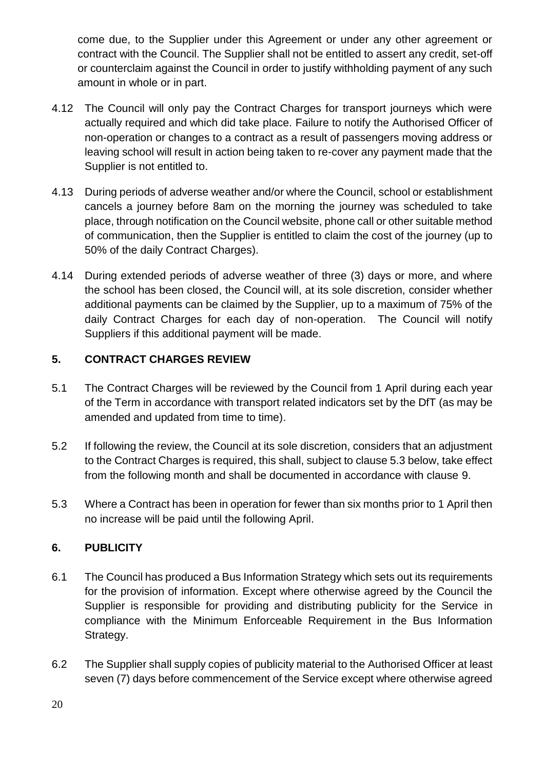come due, to the Supplier under this Agreement or under any other agreement or contract with the Council. The Supplier shall not be entitled to assert any credit, set-off or counterclaim against the Council in order to justify withholding payment of any such amount in whole or in part.

4.12 The Council will only pay the Contract Charges for transport journeys which were actually required and which did take place. Failure to notify the Authorised Officer of non-operation or changes to a contract as a result of passengers moving address or leaving school will result in action being taken to re-cover any payment made that the Supplier is not entitled to.

4.13 During periods of adverse weather and/or where the Council, school or establishment cancels a journey before 8am on the morning the journey was scheduled to take place, through notification on the Council website, phone call or other suitable method of communication, then the Supplier is entitled to claim the cost of the journey (up to 50% of the daily Contract Charges).

4.14 During extended periods of adverse weather of three (3) days or more, and where the school has been closed, the Council will, at its sole discretion, consider whether additional payments can be claimed by the Supplier, up to a maximum of 75% of the daily Contract Charges for each day of non-operation. The Council will notify Suppliers if this additional payment will be made.

## 5. CONTRACT CHARGES REVIEW

5.1 The Contract Charges will be reviewed by the Council from 1 April during each year of the Term in accordance with transport related indicators set by the DfT (as may be amended and updated from time to time).

5.2 If following the review, the Council at its sole discretion, considers that an adjustment to the Contract Charges is required, this shall, subject to clause 5.3 below, take effect from the following month and shall be documented in accordance with clause 9.

5.3 Where a Contract has been in operation for fewer than six months prior to 1 April then no increase will be paid until the following April.

## 6. PUBLICITY

6.1 The Council has produced a Bus Information Strategy which sets out its requirements for the provision of information. Except where otherwise agreed by the Council the Supplier is responsible for providing and distributing publicity for the Service in compliance with the Minimum Enforceable Requirement in the Bus Information Strategy.

6.2 The Supplier shall supply copies of publicity material to the Authorised Officer at least seven (7) days before commencement of the Service except where otherwise agreed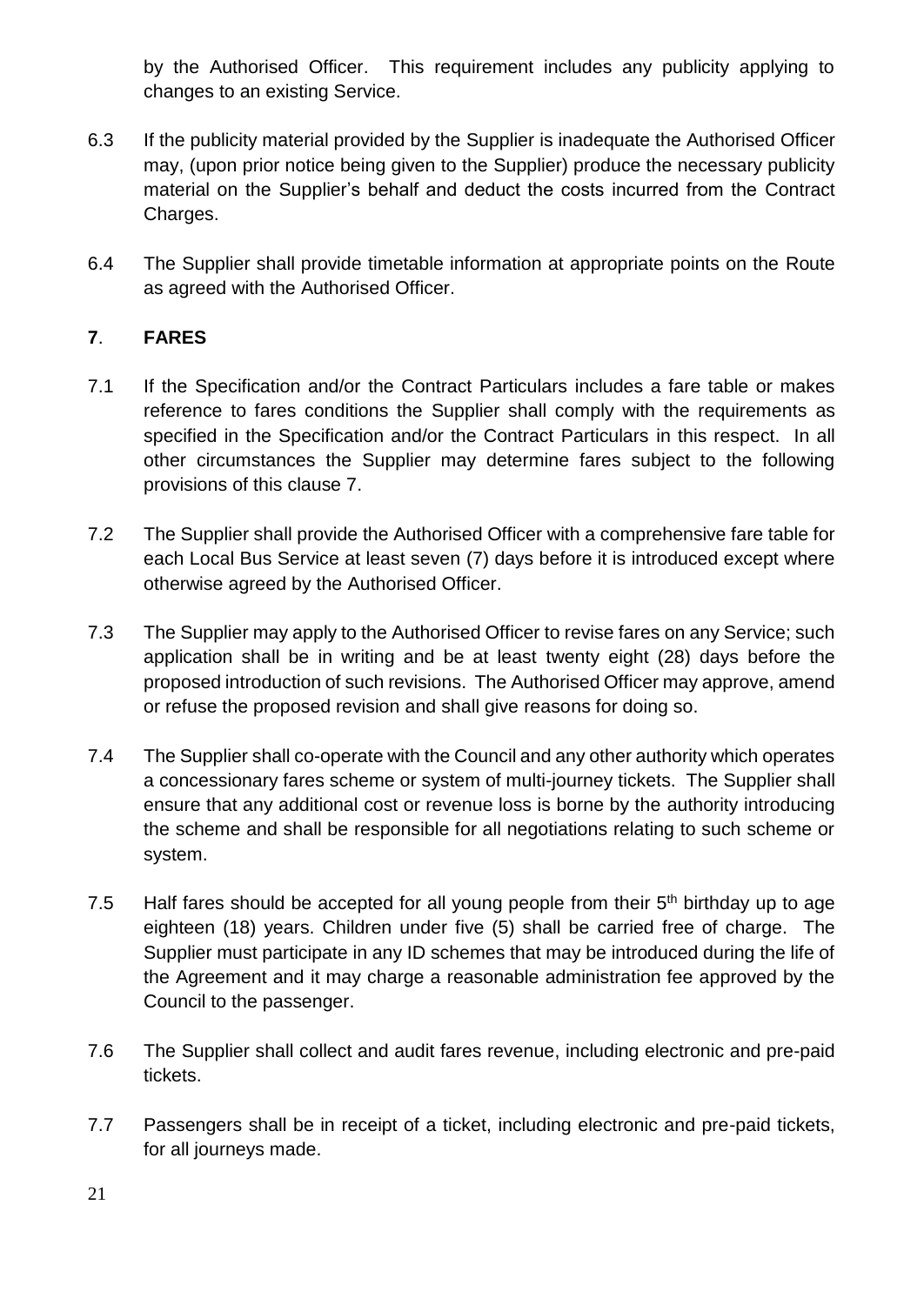by the Authorised Officer. This requirement includes any publicity applying to changes to an existing Service.

6.3 If the publicity material provided by the Supplier is inadequate the Authorised Officer may, (upon prior notice being given to the Supplier) produce the necessary publicity material on the Supplier's behalf and deduct the costs incurred from the Contract Charges.

6.4 The Supplier shall provide timetable information at appropriate points on the Route as agreed with the Authorised Officer.

## **7**. **FARES**

7.1 If the Specification and/or the Contract Particulars includes a fare table or makes reference to fares conditions the Supplier shall comply with the requirements as specified in the Specification and/or the Contract Particulars in this respect. In all other circumstances the Supplier may determine fares subject to the following provisions of this clause 7.

7.2 The Supplier shall provide the Authorised Officer with a comprehensive fare table for each Local Bus Service at least seven (7) days before it is introduced except where otherwise agreed by the Authorised Officer.

7.3 The Supplier may apply to the Authorised Officer to revise fares on any Service; such application shall be in writing and be at least twenty eight (28) days before the proposed introduction of such revisions. The Authorised Officer may approve, amend or refuse the proposed revision and shall give reasons for doing so.

7.4 The Supplier shall co-operate with the Council and any other authority which operates a concessionary fares scheme or system of multi-journey tickets. The Supplier shall ensure that any additional cost or revenue loss is borne by the authority introducing the scheme and shall be responsible for all negotiations relating to such scheme or system.

7.5 Half fares should be accepted for all young people from their 5th birthday up to age eighteen (18) years. Children under five (5) shall be carried free of charge. The Supplier must participate in any ID schemes that may be introduced during the life of the Agreement and it may charge a reasonable administration fee approved by the Council to the passenger.

7.6 The Supplier shall collect and audit fares revenue, including electronic and pre-paid tickets.

7.7 Passengers shall be in receipt of a ticket, including electronic and pre-paid tickets, for all journeys made.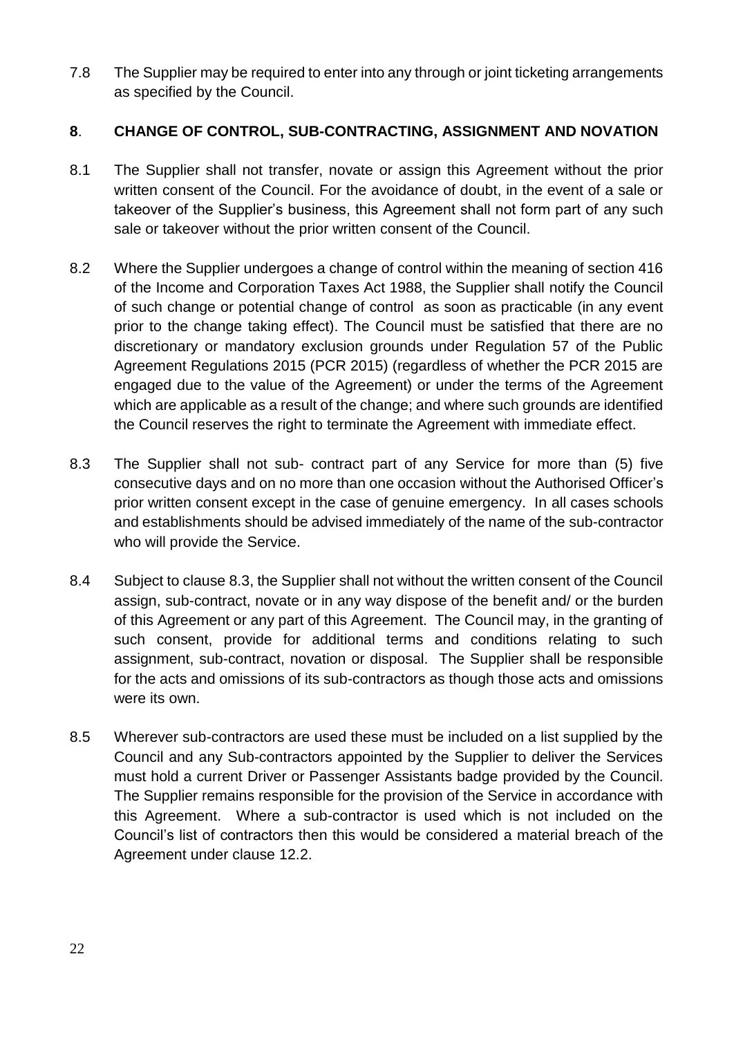7.8 The Supplier may be required to enter into any through or joint ticketing arrangements as specified by the Council.

## **8**. **CHANGE OF CONTROL, SUB-CONTRACTING, ASSIGNMENT AND NOVATION**

8.1 The Supplier shall not transfer, novate or assign this Agreement without the prior written consent of the Council. For the avoidance of doubt, in the event of a sale or takeover of the Supplier's business, this Agreement shall not form part of any such sale or takeover without the prior written consent of the Council.

8.2 Where the Supplier undergoes a change of control within the meaning of section 416 of the Income and Corporation Taxes Act 1988, the Supplier shall notify the Council of such change or potential change of control as soon as practicable (in any event prior to the change taking effect). The Council must be satisfied that there are no discretionary or mandatory exclusion grounds under Regulation 57 of the Public Agreement Regulations 2015 (PCR 2015) (regardless of whether the PCR 2015 are engaged due to the value of the Agreement) or under the terms of the Agreement which are applicable as a result of the change; and where such grounds are identified the Council reserves the right to terminate the Agreement with immediate effect.

8.3 The Supplier shall not sub- contract part of any Service for more than (5) five consecutive days and on no more than one occasion without the Authorised Officer's prior written consent except in the case of genuine emergency. In all cases schools and establishments should be advised immediately of the name of the sub-contractor who will provide the Service.

8.4 Subject to clause 8.3, the Supplier shall not without the written consent of the Council assign, sub-contract, novate or in any way dispose of the benefit and/ or the burden of this Agreement or any part of this Agreement. The Council may, in the granting of such consent, provide for additional terms and conditions relating to such assignment, sub-contract, novation or disposal. The Supplier shall be responsible for the acts and omissions of its sub-contractors as though those acts and omissions were its own.

8.5 Wherever sub-contractors are used these must be included on a list supplied by the Council and any Sub-contractors appointed by the Supplier to deliver the Services must hold a current Driver or Passenger Assistants badge provided by the Council. The Supplier remains responsible for the provision of the Service in accordance with this Agreement. Where a sub-contractor is used which is not included on the Council's list of contractors then this would be considered a material breach of the Agreement under clause 12.2.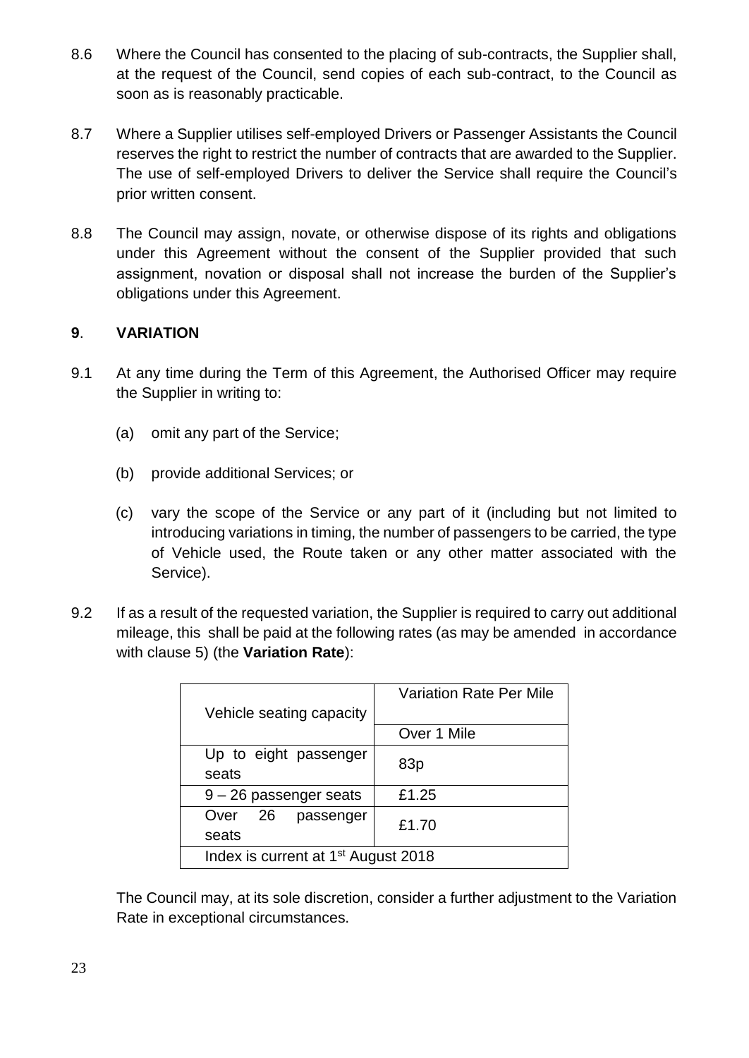8.6 Where the Council has consented to the placing of sub-contracts, the Supplier shall, at the request of the Council, send copies of each sub-contract, to the Council as soon as is reasonably practicable.

8.7 Where a Supplier utilises self-employed Drivers or Passenger Assistants the Council reserves the right to restrict the number of contracts that are awarded to the Supplier. The use of self-employed Drivers to deliver the Service shall require the Council's prior written consent.

8.8 The Council may assign, novate, or otherwise dispose of its rights and obligations under this Agreement without the consent of the Supplier provided that such assignment, novation or disposal shall not increase the burden of the Supplier's obligations under this Agreement.

## 9. VARIATION

9.1 At any time during the Term of this Agreement, the Authorised Officer may require the Supplier in writing to:

(a) omit any part of the Service;

(b) provide additional Services; or

(c) vary the scope of the Service or any part of it (including but not limited to introducing variations in timing, the number of passengers to be carried, the type of Vehicle used, the Route taken or any other matter associated with the Service).

9.2 If as a result of the requested variation, the Supplier is required to carry out additional mileage, this shall be paid at the following rates (as may be amended in accordance with clause 5) (the **Variation Rate**):

| Vehicle seating capacity | Variation Rate Per Mile |
|---|---|
| | Over 1 Mile |
| Up to eight passenger seats | 83p |
| 9 – 26 passenger seats | £1.25 |
| Over 26 passenger seats | £1.70 |
| Index is current at 1st August 2018 | |

The Council may, at its sole discretion, consider a further adjustment to the Variation Rate in exceptional circumstances.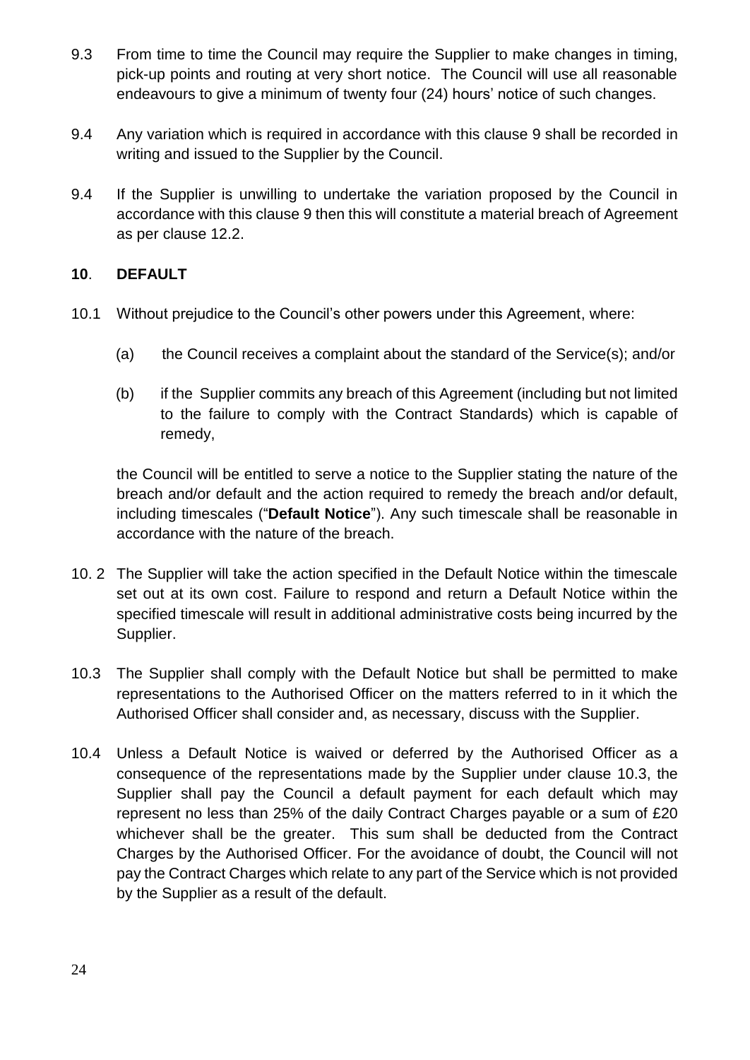9.3 From time to time the Council may require the Supplier to make changes in timing, pick-up points and routing at very short notice. The Council will use all reasonable endeavours to give a minimum of twenty four (24) hours' notice of such changes.

9.4 Any variation which is required in accordance with this clause 9 shall be recorded in writing and issued to the Supplier by the Council.

9.4 If the Supplier is unwilling to undertake the variation proposed by the Council in accordance with this clause 9 then this will constitute a material breach of Agreement as per clause 12.2.

## 10. DEFAULT

10.1 Without prejudice to the Council's other powers under this Agreement, where:

(a) the Council receives a complaint about the standard of the Service(s); and/or

(b) if the Supplier commits any breach of this Agreement (including but not limited to the failure to comply with the Contract Standards) which is capable of remedy,

the Council will be entitled to serve a notice to the Supplier stating the nature of the breach and/or default and the action required to remedy the breach and/or default, including timescales ("**Default Notice**"). Any such timescale shall be reasonable in accordance with the nature of the breach.

10. 2 The Supplier will take the action specified in the Default Notice within the timescale set out at its own cost. Failure to respond and return a Default Notice within the specified timescale will result in additional administrative costs being incurred by the Supplier.

10.3 The Supplier shall comply with the Default Notice but shall be permitted to make representations to the Authorised Officer on the matters referred to in it which the Authorised Officer shall consider and, as necessary, discuss with the Supplier.

10.4 Unless a Default Notice is waived or deferred by the Authorised Officer as a consequence of the representations made by the Supplier under clause 10.3, the Supplier shall pay the Council a default payment for each default which may represent no less than 25% of the daily Contract Charges payable or a sum of £20 whichever shall be the greater. This sum shall be deducted from the Contract Charges by the Authorised Officer. For the avoidance of doubt, the Council will not pay the Contract Charges which relate to any part of the Service which is not provided by the Supplier as a result of the default.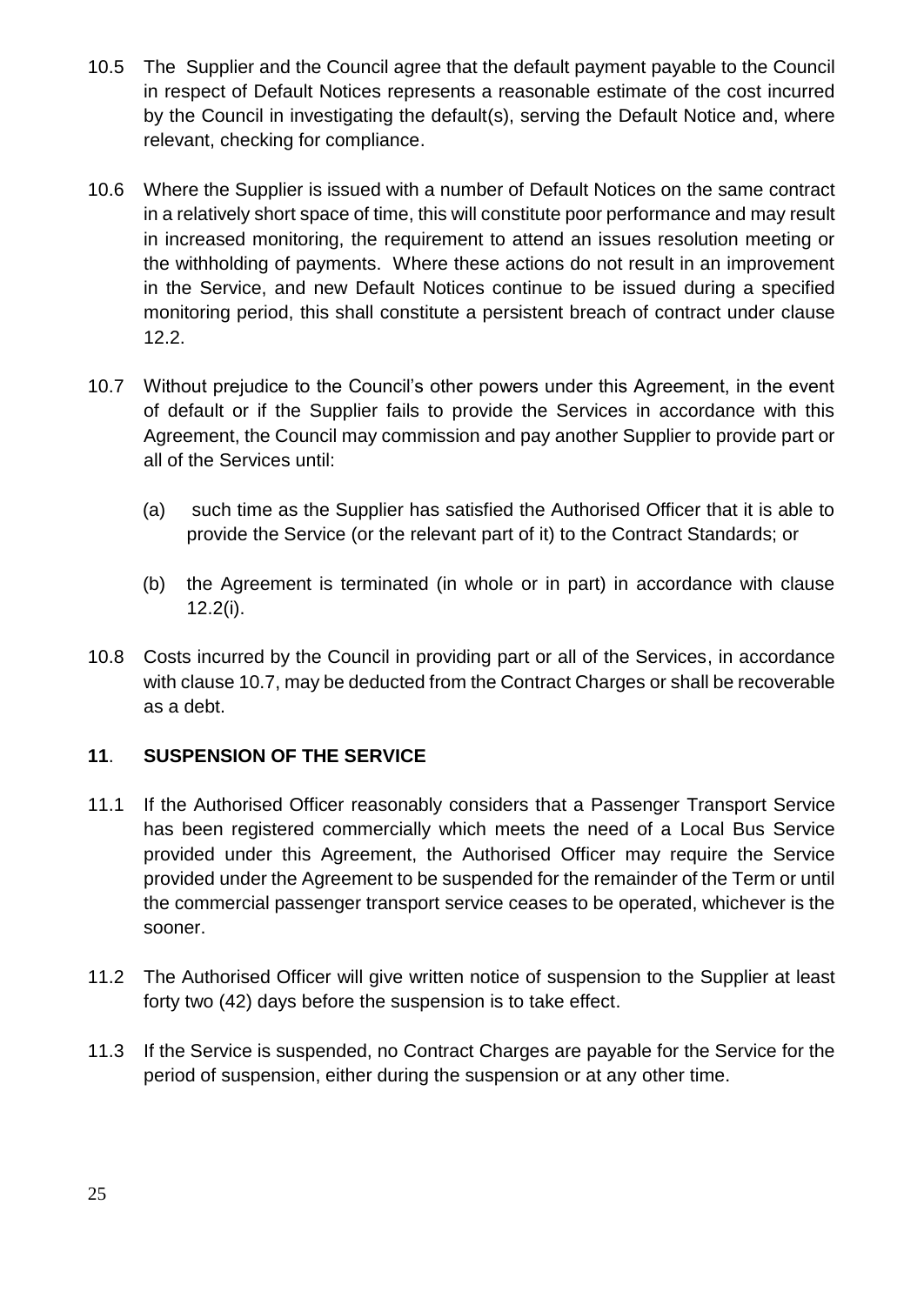10.5 The Supplier and the Council agree that the default payment payable to the Council in respect of Default Notices represents a reasonable estimate of the cost incurred by the Council in investigating the default(s), serving the Default Notice and, where relevant, checking for compliance.

10.6 Where the Supplier is issued with a number of Default Notices on the same contract in a relatively short space of time, this will constitute poor performance and may result in increased monitoring, the requirement to attend an issues resolution meeting or the withholding of payments. Where these actions do not result in an improvement in the Service, and new Default Notices continue to be issued during a specified monitoring period, this shall constitute a persistent breach of contract under clause 12.2.

10.7 Without prejudice to the Council's other powers under this Agreement, in the event of default or if the Supplier fails to provide the Services in accordance with this Agreement, the Council may commission and pay another Supplier to provide part or all of the Services until:

(a) such time as the Supplier has satisfied the Authorised Officer that it is able to provide the Service (or the relevant part of it) to the Contract Standards; or

(b) the Agreement is terminated (in whole or in part) in accordance with clause 12.2(i).

10.8 Costs incurred by the Council in providing part or all of the Services, in accordance with clause 10.7, may be deducted from the Contract Charges or shall be recoverable as a debt.

## **11**. **SUSPENSION OF THE SERVICE**

11.1 If the Authorised Officer reasonably considers that a Passenger Transport Service has been registered commercially which meets the need of a Local Bus Service provided under this Agreement, the Authorised Officer may require the Service provided under the Agreement to be suspended for the remainder of the Term or until the commercial passenger transport service ceases to be operated, whichever is the sooner.

11.2 The Authorised Officer will give written notice of suspension to the Supplier at least forty two (42) days before the suspension is to take effect.

11.3 If the Service is suspended, no Contract Charges are payable for the Service for the period of suspension, either during the suspension or at any other time.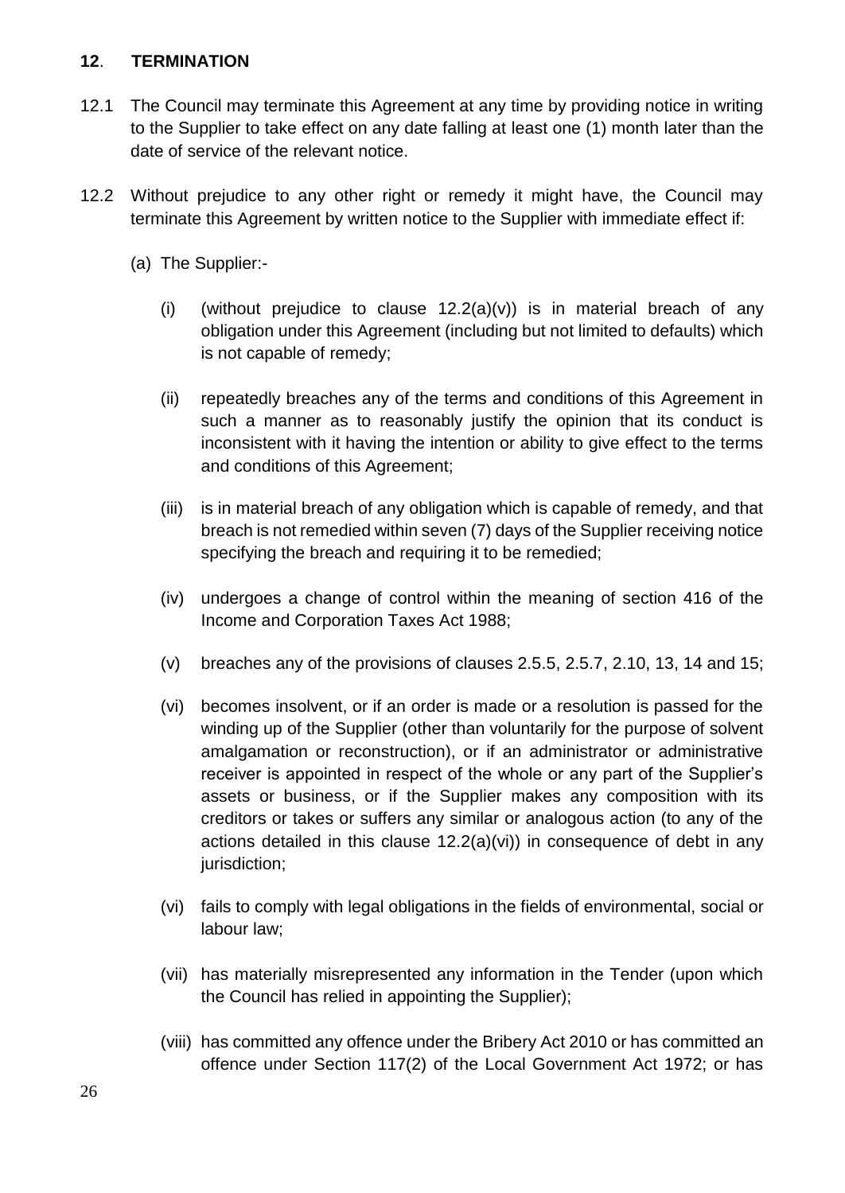**12**. **TERMINATION**

12.1 The Council may terminate this Agreement at any time by providing notice in writing to the Supplier to take effect on any date falling at least one (1) month later than the date of service of the relevant notice.

12.2 Without prejudice to any other right or remedy it might have, the Council may terminate this Agreement by written notice to the Supplier with immediate effect if:

(a) The Supplier:-

(i) (without prejudice to clause 12.2(a)(v)) is in material breach of any obligation under this Agreement (including but not limited to defaults) which is not capable of remedy;

(ii) repeatedly breaches any of the terms and conditions of this Agreement in such a manner as to reasonably justify the opinion that its conduct is inconsistent with it having the intention or ability to give effect to the terms and conditions of this Agreement;

(iii) is in material breach of any obligation which is capable of remedy, and that breach is not remedied within seven (7) days of the Supplier receiving notice specifying the breach and requiring it to be remedied;

(iv) undergoes a change of control within the meaning of section 416 of the Income and Corporation Taxes Act 1988;

(v) breaches any of the provisions of clauses 2.5.5, 2.5.7, 2.10, 13, 14 and 15;

(vi) becomes insolvent, or if an order is made or a resolution is passed for the winding up of the Supplier (other than voluntarily for the purpose of solvent amalgamation or reconstruction), or if an administrator or administrative receiver is appointed in respect of the whole or any part of the Supplier's assets or business, or if the Supplier makes any composition with its creditors or takes or suffers any similar or analogous action (to any of the actions detailed in this clause 12.2(a)(vi)) in consequence of debt in any jurisdiction;

(vi) fails to comply with legal obligations in the fields of environmental, social or labour law;

(vii) has materially misrepresented any information in the Tender (upon which the Council has relied in appointing the Supplier);

(viii) has committed any offence under the Bribery Act 2010 or has committed an offence under Section 117(2) of the Local Government Act 1972; or has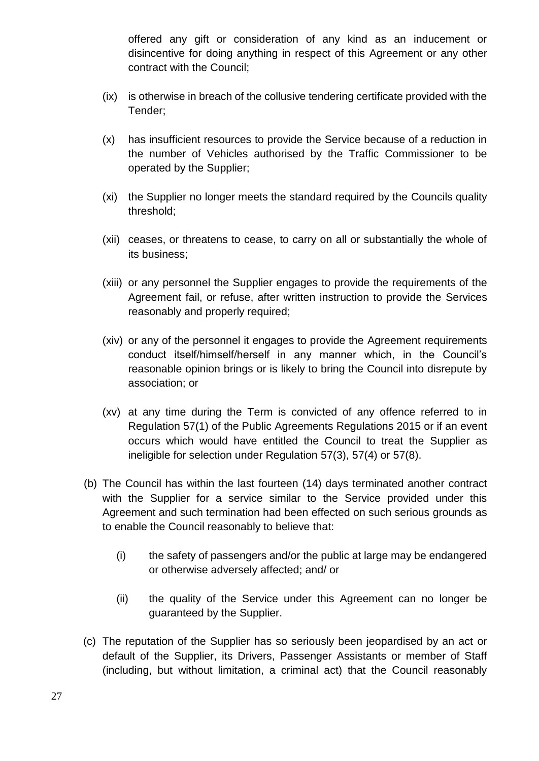offered any gift or consideration of any kind as an inducement or disincentive for doing anything in respect of this Agreement or any other contract with the Council;

(ix) is otherwise in breach of the collusive tendering certificate provided with the Tender;

(x) has insufficient resources to provide the Service because of a reduction in the number of Vehicles authorised by the Traffic Commissioner to be operated by the Supplier;

(xi) the Supplier no longer meets the standard required by the Councils quality threshold;

(xii) ceases, or threatens to cease, to carry on all or substantially the whole of its business;

(xiii) or any personnel the Supplier engages to provide the requirements of the Agreement fail, or refuse, after written instruction to provide the Services reasonably and properly required;

(xiv) or any of the personnel it engages to provide the Agreement requirements conduct itself/himself/herself in any manner which, in the Council's reasonable opinion brings or is likely to bring the Council into disrepute by association; or

(xv) at any time during the Term is convicted of any offence referred to in Regulation 57(1) of the Public Agreements Regulations 2015 or if an event occurs which would have entitled the Council to treat the Supplier as ineligible for selection under Regulation 57(3), 57(4) or 57(8).

(b) The Council has within the last fourteen (14) days terminated another contract with the Supplier for a service similar to the Service provided under this Agreement and such termination had been effected on such serious grounds as to enable the Council reasonably to believe that:

(i) the safety of passengers and/or the public at large may be endangered or otherwise adversely affected; and/ or

(ii) the quality of the Service under this Agreement can no longer be guaranteed by the Supplier.

(c) The reputation of the Supplier has so seriously been jeopardised by an act or default of the Supplier, its Drivers, Passenger Assistants or member of Staff (including, but without limitation, a criminal act) that the Council reasonably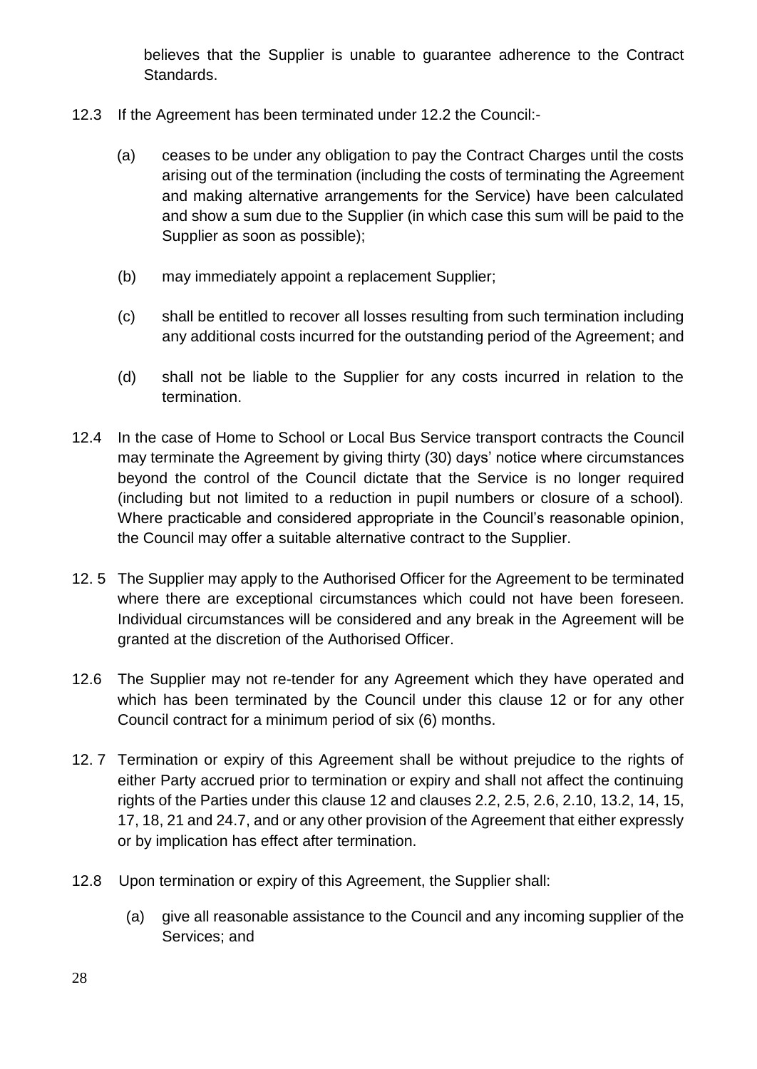believes that the Supplier is unable to guarantee adherence to the Contract Standards.

12.3 If the Agreement has been terminated under 12.2 the Council:-

(a) ceases to be under any obligation to pay the Contract Charges until the costs arising out of the termination (including the costs of terminating the Agreement and making alternative arrangements for the Service) have been calculated and show a sum due to the Supplier (in which case this sum will be paid to the Supplier as soon as possible);

(b) may immediately appoint a replacement Supplier;

(c) shall be entitled to recover all losses resulting from such termination including any additional costs incurred for the outstanding period of the Agreement; and

(d) shall not be liable to the Supplier for any costs incurred in relation to the termination.

12.4 In the case of Home to School or Local Bus Service transport contracts the Council may terminate the Agreement by giving thirty (30) days' notice where circumstances beyond the control of the Council dictate that the Service is no longer required (including but not limited to a reduction in pupil numbers or closure of a school). Where practicable and considered appropriate in the Council's reasonable opinion, the Council may offer a suitable alternative contract to the Supplier.

12. 5 The Supplier may apply to the Authorised Officer for the Agreement to be terminated where there are exceptional circumstances which could not have been foreseen. Individual circumstances will be considered and any break in the Agreement will be granted at the discretion of the Authorised Officer.

12.6 The Supplier may not re-tender for any Agreement which they have operated and which has been terminated by the Council under this clause 12 or for any other Council contract for a minimum period of six (6) months.

12. 7 Termination or expiry of this Agreement shall be without prejudice to the rights of either Party accrued prior to termination or expiry and shall not affect the continuing rights of the Parties under this clause 12 and clauses 2.2, 2.5, 2.6, 2.10, 13.2, 14, 15, 17, 18, 21 and 24.7, and or any other provision of the Agreement that either expressly or by implication has effect after termination.

12.8 Upon termination or expiry of this Agreement, the Supplier shall:

(a) give all reasonable assistance to the Council and any incoming supplier of the Services; and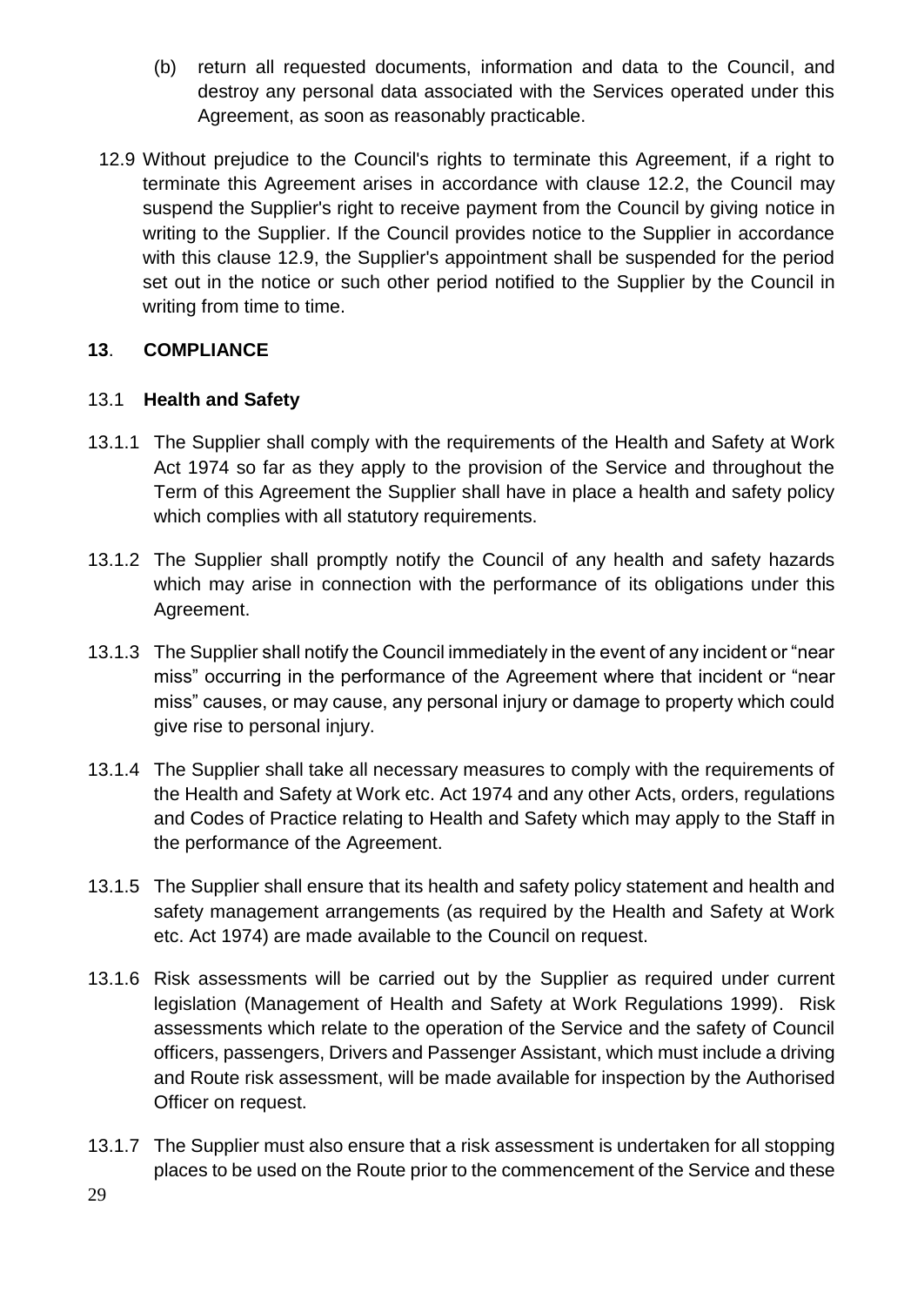(b) return all requested documents, information and data to the Council, and destroy any personal data associated with the Services operated under this Agreement, as soon as reasonably practicable.

12.9 Without prejudice to the Council's rights to terminate this Agreement, if a right to terminate this Agreement arises in accordance with clause 12.2, the Council may suspend the Supplier's right to receive payment from the Council by giving notice in writing to the Supplier. If the Council provides notice to the Supplier in accordance with this clause 12.9, the Supplier's appointment shall be suspended for the period set out in the notice or such other period notified to the Supplier by the Council in writing from time to time.

## 13. COMPLIANCE

### 13.1 Health and Safety

13.1.1 The Supplier shall comply with the requirements of the Health and Safety at Work Act 1974 so far as they apply to the provision of the Service and throughout the Term of this Agreement the Supplier shall have in place a health and safety policy which complies with all statutory requirements.

13.1.2 The Supplier shall promptly notify the Council of any health and safety hazards which may arise in connection with the performance of its obligations under this Agreement.

13.1.3 The Supplier shall notify the Council immediately in the event of any incident or "near miss" occurring in the performance of the Agreement where that incident or "near miss" causes, or may cause, any personal injury or damage to property which could give rise to personal injury.

13.1.4 The Supplier shall take all necessary measures to comply with the requirements of the Health and Safety at Work etc. Act 1974 and any other Acts, orders, regulations and Codes of Practice relating to Health and Safety which may apply to the Staff in the performance of the Agreement.

13.1.5 The Supplier shall ensure that its health and safety policy statement and health and safety management arrangements (as required by the Health and Safety at Work etc. Act 1974) are made available to the Council on request.

13.1.6 Risk assessments will be carried out by the Supplier as required under current legislation (Management of Health and Safety at Work Regulations 1999). Risk assessments which relate to the operation of the Service and the safety of Council officers, passengers, Drivers and Passenger Assistant, which must include a driving and Route risk assessment, will be made available for inspection by the Authorised Officer on request.

13.1.7 The Supplier must also ensure that a risk assessment is undertaken for all stopping places to be used on the Route prior to the commencement of the Service and these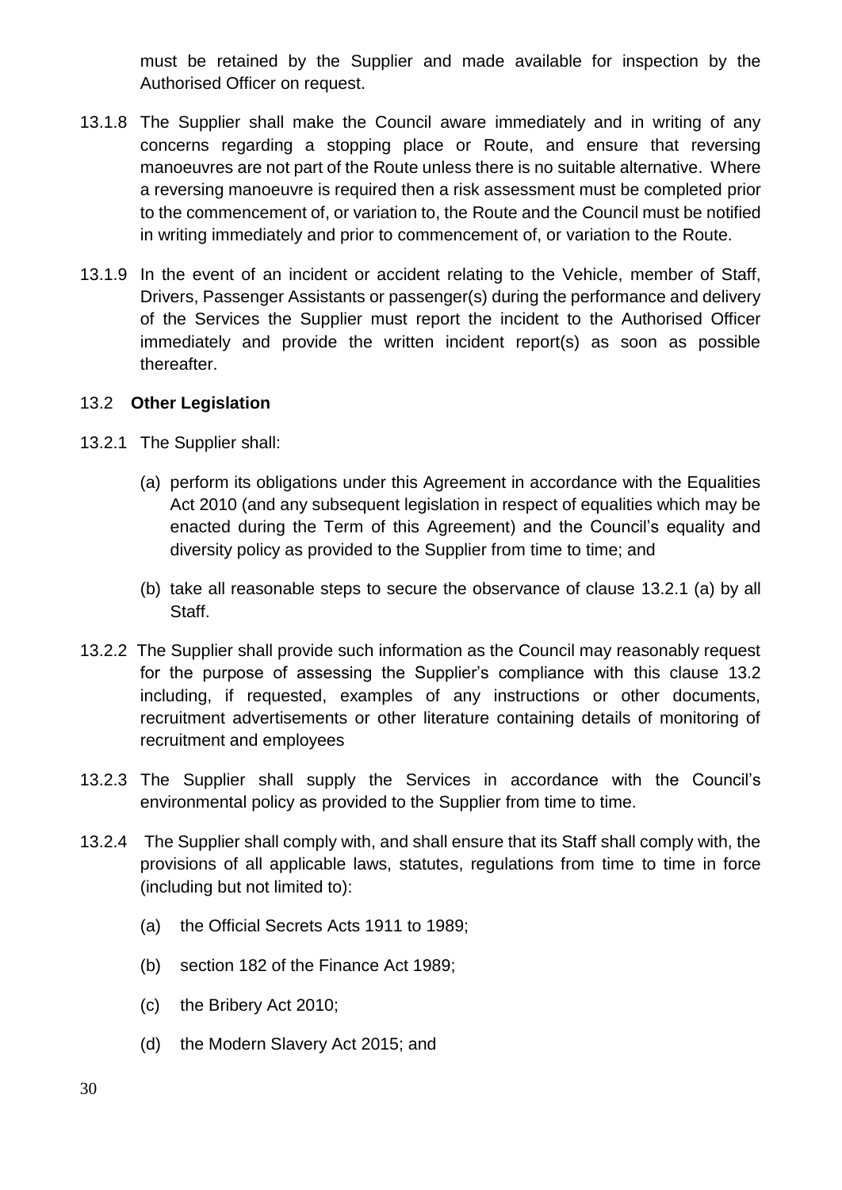must be retained by the Supplier and made available for inspection by the Authorised Officer on request.

13.1.8 The Supplier shall make the Council aware immediately and in writing of any concerns regarding a stopping place or Route, and ensure that reversing manoeuvres are not part of the Route unless there is no suitable alternative. Where a reversing manoeuvre is required then a risk assessment must be completed prior to the commencement of, or variation to, the Route and the Council must be notified in writing immediately and prior to commencement of, or variation to the Route.

13.1.9 In the event of an incident or accident relating to the Vehicle, member of Staff, Drivers, Passenger Assistants or passenger(s) during the performance and delivery of the Services the Supplier must report the incident to the Authorised Officer immediately and provide the written incident report(s) as soon as possible thereafter.

13.2 **Other Legislation**

13.2.1 The Supplier shall:

(a) perform its obligations under this Agreement in accordance with the Equalities Act 2010 (and any subsequent legislation in respect of equalities which may be enacted during the Term of this Agreement) and the Council's equality and diversity policy as provided to the Supplier from time to time; and

(b) take all reasonable steps to secure the observance of clause 13.2.1 (a) by all Staff.

13.2.2 The Supplier shall provide such information as the Council may reasonably request for the purpose of assessing the Supplier's compliance with this clause 13.2 including, if requested, examples of any instructions or other documents, recruitment advertisements or other literature containing details of monitoring of recruitment and employees

13.2.3 The Supplier shall supply the Services in accordance with the Council's environmental policy as provided to the Supplier from time to time.

13.2.4 The Supplier shall comply with, and shall ensure that its Staff shall comply with, the provisions of all applicable laws, statutes, regulations from time to time in force (including but not limited to):

(a) the Official Secrets Acts 1911 to 1989;

(b) section 182 of the Finance Act 1989;

(c) the Bribery Act 2010;

(d) the Modern Slavery Act 2015; and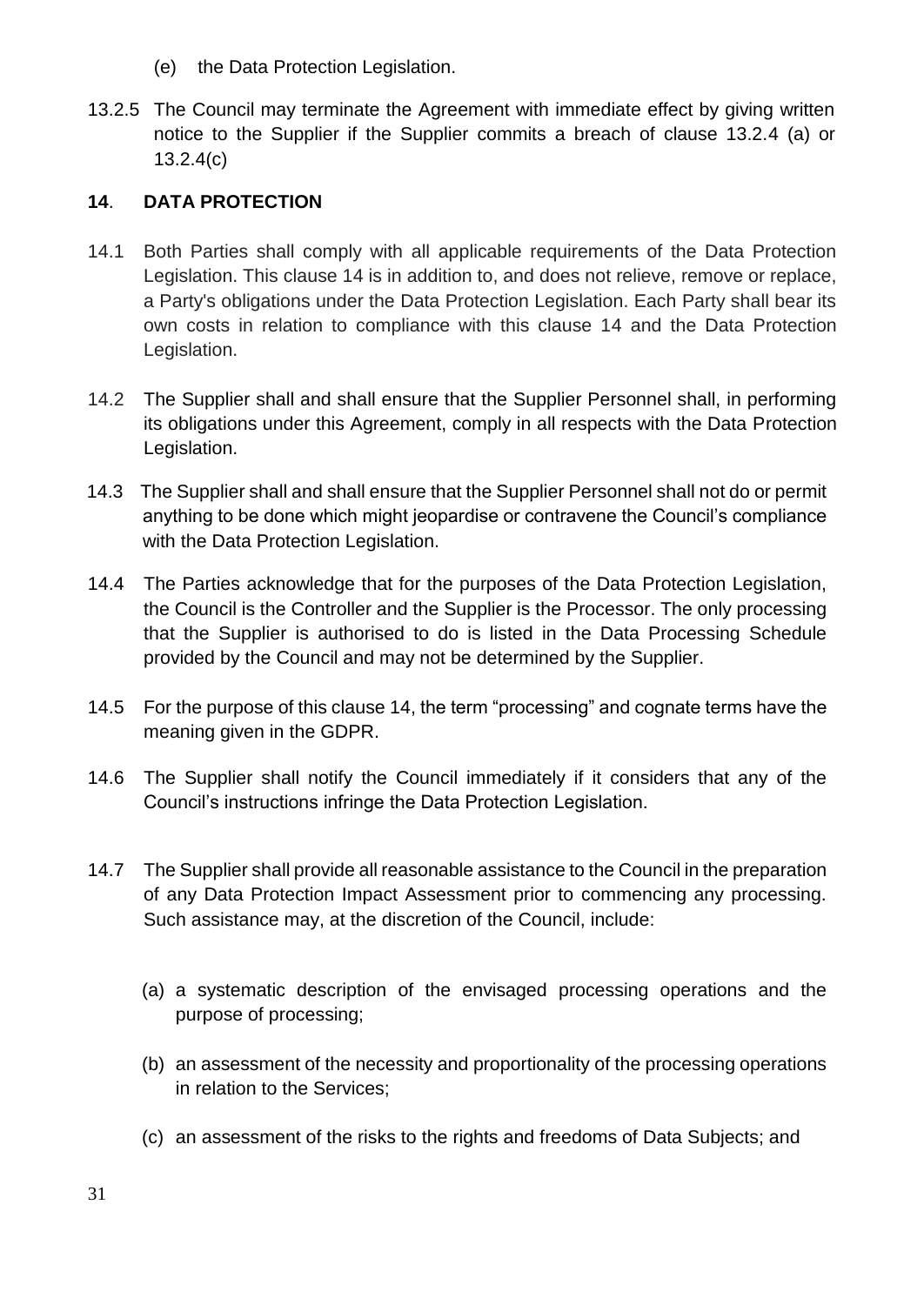(e) the Data Protection Legislation.

13.2.5 The Council may terminate the Agreement with immediate effect by giving written notice to the Supplier if the Supplier commits a breach of clause 13.2.4 (a) or 13.2.4(c)

## **14**. **DATA PROTECTION**

14.1 Both Parties shall comply with all applicable requirements of the Data Protection Legislation. This clause 14 is in addition to, and does not relieve, remove or replace, a Party's obligations under the Data Protection Legislation. Each Party shall bear its own costs in relation to compliance with this clause 14 and the Data Protection Legislation.

14.2 The Supplier shall and shall ensure that the Supplier Personnel shall, in performing its obligations under this Agreement, comply in all respects with the Data Protection Legislation.

14.3 The Supplier shall and shall ensure that the Supplier Personnel shall not do or permit anything to be done which might jeopardise or contravene the Council's compliance with the Data Protection Legislation.

14.4 The Parties acknowledge that for the purposes of the Data Protection Legislation, the Council is the Controller and the Supplier is the Processor. The only processing that the Supplier is authorised to do is listed in the Data Processing Schedule provided by the Council and may not be determined by the Supplier.

14.5 For the purpose of this clause 14, the term "processing" and cognate terms have the meaning given in the GDPR.

14.6 The Supplier shall notify the Council immediately if it considers that any of the Council's instructions infringe the Data Protection Legislation.

14.7 The Supplier shall provide all reasonable assistance to the Council in the preparation of any Data Protection Impact Assessment prior to commencing any processing. Such assistance may, at the discretion of the Council, include:

(a) a systematic description of the envisaged processing operations and the purpose of processing;

(b) an assessment of the necessity and proportionality of the processing operations in relation to the Services;

(c) an assessment of the risks to the rights and freedoms of Data Subjects; and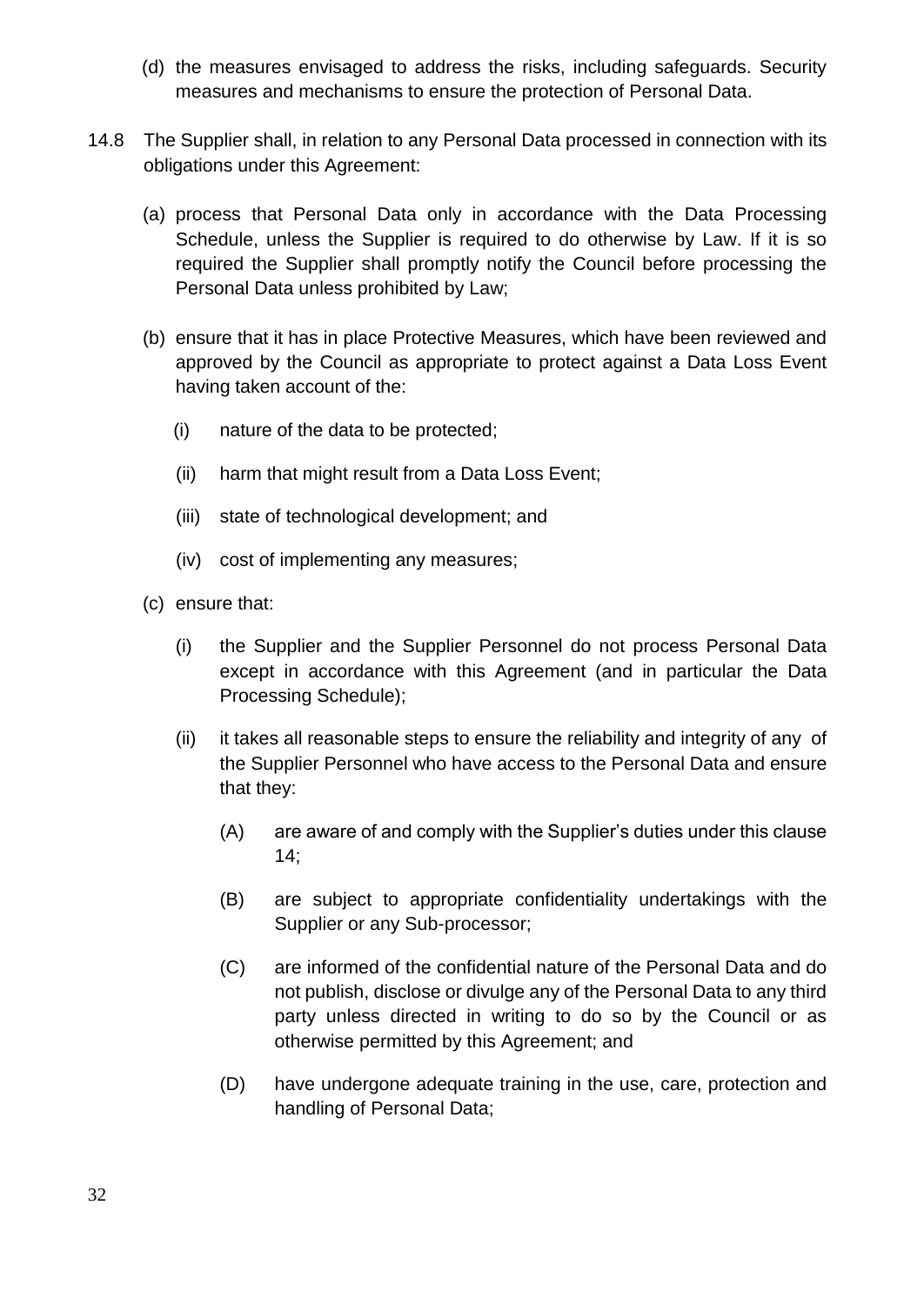(d) the measures envisaged to address the risks, including safeguards. Security measures and mechanisms to ensure the protection of Personal Data.

14.8 The Supplier shall, in relation to any Personal Data processed in connection with its obligations under this Agreement:

(a) process that Personal Data only in accordance with the Data Processing Schedule, unless the Supplier is required to do otherwise by Law. If it is so required the Supplier shall promptly notify the Council before processing the Personal Data unless prohibited by Law;

(b) ensure that it has in place Protective Measures, which have been reviewed and approved by the Council as appropriate to protect against a Data Loss Event having taken account of the:

(i) nature of the data to be protected;

(ii) harm that might result from a Data Loss Event;

(iii) state of technological development; and

(iv) cost of implementing any measures;

(c) ensure that:

(i) the Supplier and the Supplier Personnel do not process Personal Data except in accordance with this Agreement (and in particular the Data Processing Schedule);

(ii) it takes all reasonable steps to ensure the reliability and integrity of any of the Supplier Personnel who have access to the Personal Data and ensure that they:

(A) are aware of and comply with the Supplier's duties under this clause 14;

(B) are subject to appropriate confidentiality undertakings with the Supplier or any Sub-processor;

(C) are informed of the confidential nature of the Personal Data and do not publish, disclose or divulge any of the Personal Data to any third party unless directed in writing to do so by the Council or as otherwise permitted by this Agreement; and

(D) have undergone adequate training in the use, care, protection and handling of Personal Data;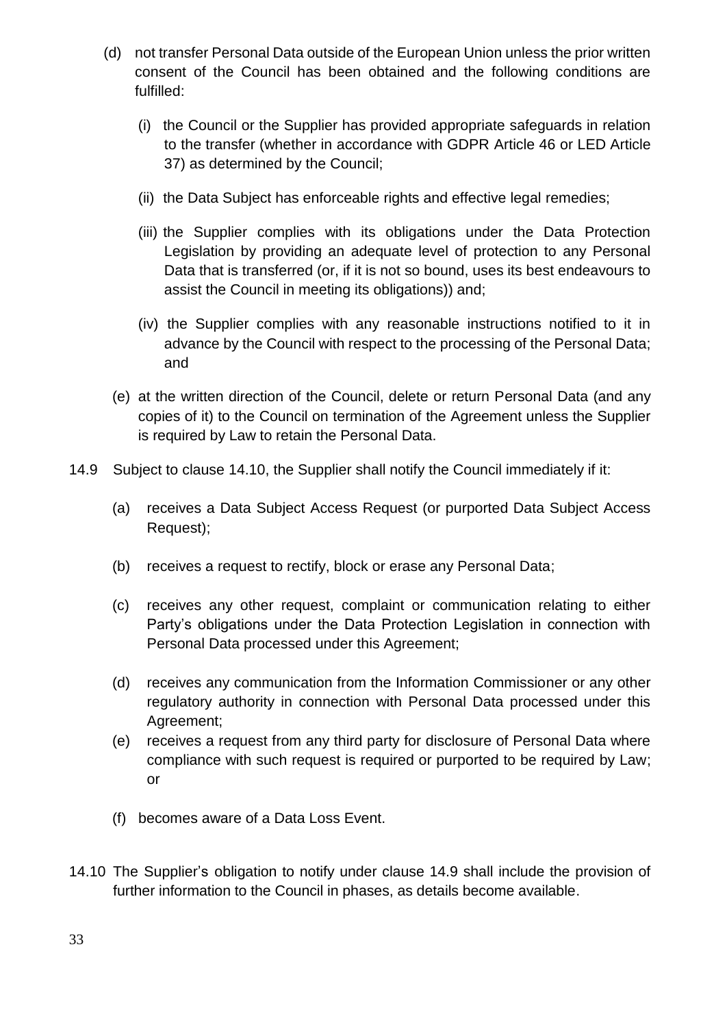(d) not transfer Personal Data outside of the European Union unless the prior written consent of the Council has been obtained and the following conditions are fulfilled:

(i) the Council or the Supplier has provided appropriate safeguards in relation to the transfer (whether in accordance with GDPR Article 46 or LED Article 37) as determined by the Council;

(ii) the Data Subject has enforceable rights and effective legal remedies;

(iii) the Supplier complies with its obligations under the Data Protection Legislation by providing an adequate level of protection to any Personal Data that is transferred (or, if it is not so bound, uses its best endeavours to assist the Council in meeting its obligations)) and;

(iv) the Supplier complies with any reasonable instructions notified to it in advance by the Council with respect to the processing of the Personal Data; and

(e) at the written direction of the Council, delete or return Personal Data (and any copies of it) to the Council on termination of the Agreement unless the Supplier is required by Law to retain the Personal Data.

14.9 Subject to clause 14.10, the Supplier shall notify the Council immediately if it:

(a) receives a Data Subject Access Request (or purported Data Subject Access Request);

(b) receives a request to rectify, block or erase any Personal Data;

(c) receives any other request, complaint or communication relating to either Party's obligations under the Data Protection Legislation in connection with Personal Data processed under this Agreement;

(d) receives any communication from the Information Commissioner or any other regulatory authority in connection with Personal Data processed under this Agreement;

(e) receives a request from any third party for disclosure of Personal Data where compliance with such request is required or purported to be required by Law; or

(f) becomes aware of a Data Loss Event.

14.10 The Supplier's obligation to notify under clause 14.9 shall include the provision of further information to the Council in phases, as details become available.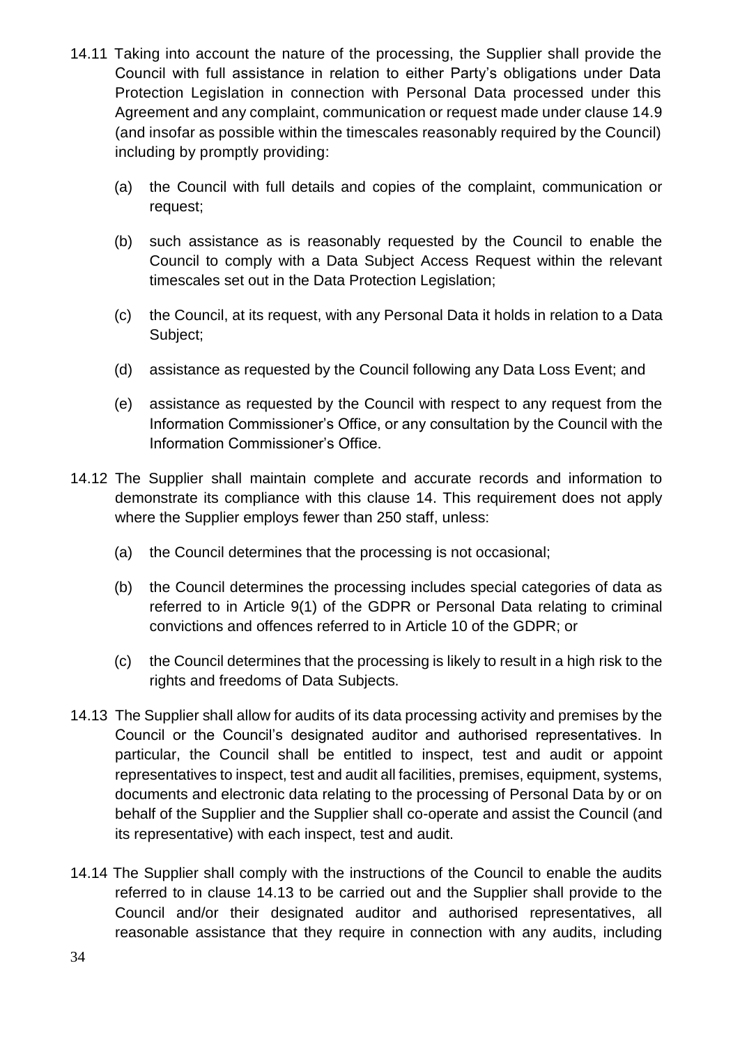14.11 Taking into account the nature of the processing, the Supplier shall provide the Council with full assistance in relation to either Party's obligations under Data Protection Legislation in connection with Personal Data processed under this Agreement and any complaint, communication or request made under clause 14.9 (and insofar as possible within the timescales reasonably required by the Council) including by promptly providing:

(a) the Council with full details and copies of the complaint, communication or request;

(b) such assistance as is reasonably requested by the Council to enable the Council to comply with a Data Subject Access Request within the relevant timescales set out in the Data Protection Legislation;

(c) the Council, at its request, with any Personal Data it holds in relation to a Data Subject;

(d) assistance as requested by the Council following any Data Loss Event; and

(e) assistance as requested by the Council with respect to any request from the Information Commissioner's Office, or any consultation by the Council with the Information Commissioner's Office.

14.12 The Supplier shall maintain complete and accurate records and information to demonstrate its compliance with this clause 14. This requirement does not apply where the Supplier employs fewer than 250 staff, unless:

(a) the Council determines that the processing is not occasional;

(b) the Council determines the processing includes special categories of data as referred to in Article 9(1) of the GDPR or Personal Data relating to criminal convictions and offences referred to in Article 10 of the GDPR; or

(c) the Council determines that the processing is likely to result in a high risk to the rights and freedoms of Data Subjects.

14.13 The Supplier shall allow for audits of its data processing activity and premises by the Council or the Council's designated auditor and authorised representatives. In particular, the Council shall be entitled to inspect, test and audit or appoint representatives to inspect, test and audit all facilities, premises, equipment, systems, documents and electronic data relating to the processing of Personal Data by or on behalf of the Supplier and the Supplier shall co-operate and assist the Council (and its representative) with each inspect, test and audit.

14.14 The Supplier shall comply with the instructions of the Council to enable the audits referred to in clause 14.13 to be carried out and the Supplier shall provide to the Council and/or their designated auditor and authorised representatives, all reasonable assistance that they require in connection with any audits, including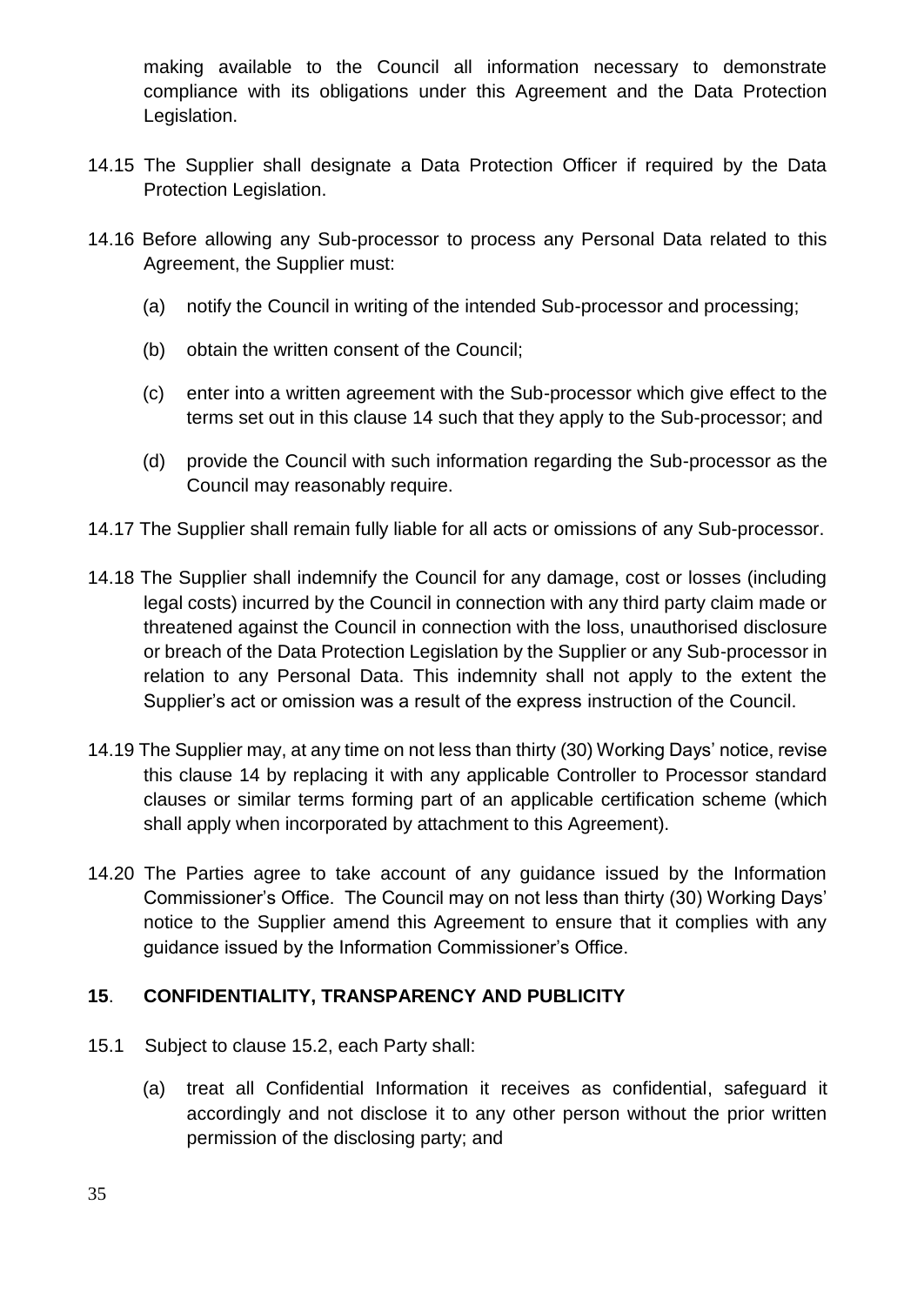making available to the Council all information necessary to demonstrate compliance with its obligations under this Agreement and the Data Protection Legislation.

14.15 The Supplier shall designate a Data Protection Officer if required by the Data Protection Legislation.

14.16 Before allowing any Sub-processor to process any Personal Data related to this Agreement, the Supplier must:

(a) notify the Council in writing of the intended Sub-processor and processing;

(b) obtain the written consent of the Council;

(c) enter into a written agreement with the Sub-processor which give effect to the terms set out in this clause 14 such that they apply to the Sub-processor; and

(d) provide the Council with such information regarding the Sub-processor as the Council may reasonably require.

14.17 The Supplier shall remain fully liable for all acts or omissions of any Sub-processor.

14.18 The Supplier shall indemnify the Council for any damage, cost or losses (including legal costs) incurred by the Council in connection with any third party claim made or threatened against the Council in connection with the loss, unauthorised disclosure or breach of the Data Protection Legislation by the Supplier or any Sub-processor in relation to any Personal Data. This indemnity shall not apply to the extent the Supplier's act or omission was a result of the express instruction of the Council.

14.19 The Supplier may, at any time on not less than thirty (30) Working Days' notice, revise this clause 14 by replacing it with any applicable Controller to Processor standard clauses or similar terms forming part of an applicable certification scheme (which shall apply when incorporated by attachment to this Agreement).

14.20 The Parties agree to take account of any guidance issued by the Information Commissioner's Office. The Council may on not less than thirty (30) Working Days' notice to the Supplier amend this Agreement to ensure that it complies with any guidance issued by the Information Commissioner's Office.

## 15. CONFIDENTIALITY, TRANSPARENCY AND PUBLICITY

15.1 Subject to clause 15.2, each Party shall:

(a) treat all Confidential Information it receives as confidential, safeguard it accordingly and not disclose it to any other person without the prior written permission of the disclosing party; and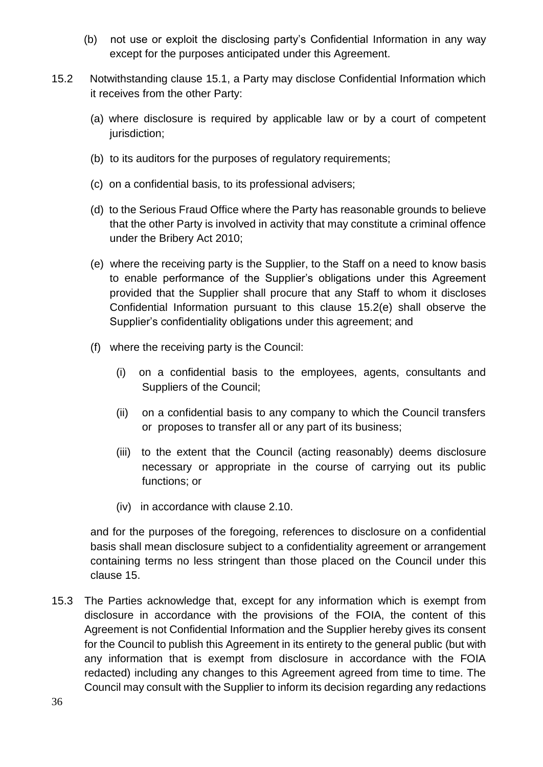(b) not use or exploit the disclosing party's Confidential Information in any way except for the purposes anticipated under this Agreement.

15.2 Notwithstanding clause 15.1, a Party may disclose Confidential Information which it receives from the other Party:

(a) where disclosure is required by applicable law or by a court of competent jurisdiction;

(b) to its auditors for the purposes of regulatory requirements;

(c) on a confidential basis, to its professional advisers;

(d) to the Serious Fraud Office where the Party has reasonable grounds to believe that the other Party is involved in activity that may constitute a criminal offence under the Bribery Act 2010;

(e) where the receiving party is the Supplier, to the Staff on a need to know basis to enable performance of the Supplier's obligations under this Agreement provided that the Supplier shall procure that any Staff to whom it discloses Confidential Information pursuant to this clause 15.2(e) shall observe the Supplier's confidentiality obligations under this agreement; and

(f) where the receiving party is the Council:

(i) on a confidential basis to the employees, agents, consultants and Suppliers of the Council;

(ii) on a confidential basis to any company to which the Council transfers or proposes to transfer all or any part of its business;

(iii) to the extent that the Council (acting reasonably) deems disclosure necessary or appropriate in the course of carrying out its public functions; or

(iv) in accordance with clause 2.10.

and for the purposes of the foregoing, references to disclosure on a confidential basis shall mean disclosure subject to a confidentiality agreement or arrangement containing terms no less stringent than those placed on the Council under this clause 15.

15.3 The Parties acknowledge that, except for any information which is exempt from disclosure in accordance with the provisions of the FOIA, the content of this Agreement is not Confidential Information and the Supplier hereby gives its consent for the Council to publish this Agreement in its entirety to the general public (but with any information that is exempt from disclosure in accordance with the FOIA redacted) including any changes to this Agreement agreed from time to time. The Council may consult with the Supplier to inform its decision regarding any redactions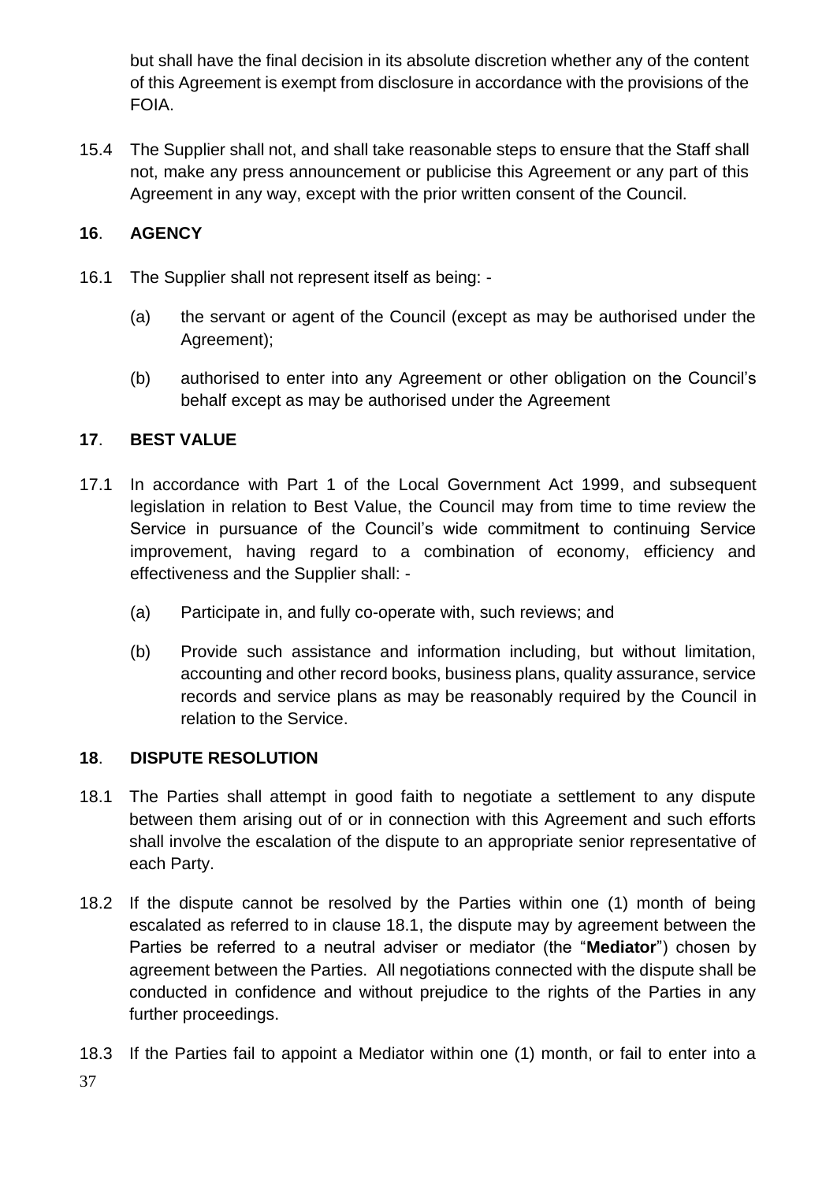but shall have the final decision in its absolute discretion whether any of the content of this Agreement is exempt from disclosure in accordance with the provisions of the FOIA.

15.4 The Supplier shall not, and shall take reasonable steps to ensure that the Staff shall not, make any press announcement or publicise this Agreement or any part of this Agreement in any way, except with the prior written consent of the Council.

## 16. AGENCY

16.1 The Supplier shall not represent itself as being: -

(a) the servant or agent of the Council (except as may be authorised under the Agreement);

(b) authorised to enter into any Agreement or other obligation on the Council's behalf except as may be authorised under the Agreement

## 17. BEST VALUE

17.1 In accordance with Part 1 of the Local Government Act 1999, and subsequent legislation in relation to Best Value, the Council may from time to time review the Service in pursuance of the Council's wide commitment to continuing Service improvement, having regard to a combination of economy, efficiency and effectiveness and the Supplier shall: -

(a) Participate in, and fully co-operate with, such reviews; and

(b) Provide such assistance and information including, but without limitation, accounting and other record books, business plans, quality assurance, service records and service plans as may be reasonably required by the Council in relation to the Service.

## 18. DISPUTE RESOLUTION

18.1 The Parties shall attempt in good faith to negotiate a settlement to any dispute between them arising out of or in connection with this Agreement and such efforts shall involve the escalation of the dispute to an appropriate senior representative of each Party.

18.2 If the dispute cannot be resolved by the Parties within one (1) month of being escalated as referred to in clause 18.1, the dispute may by agreement between the Parties be referred to a neutral adviser or mediator (the "**Mediator**") chosen by agreement between the Parties. All negotiations connected with the dispute shall be conducted in confidence and without prejudice to the rights of the Parties in any further proceedings.

18.3 If the Parties fail to appoint a Mediator within one (1) month, or fail to enter into a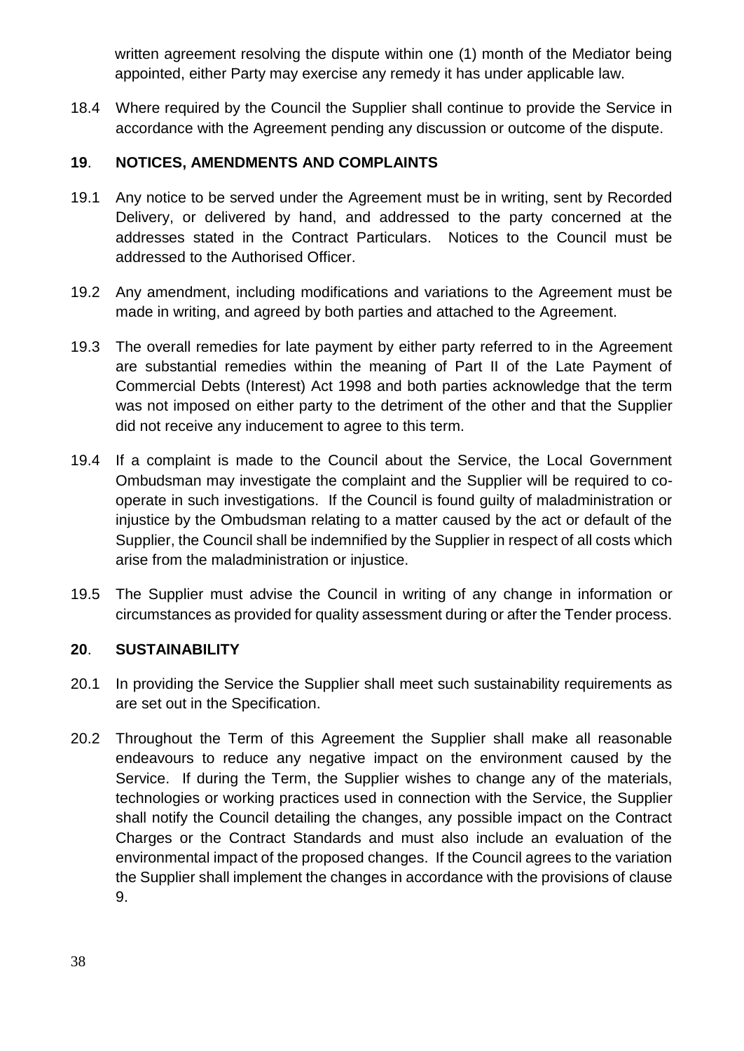written agreement resolving the dispute within one (1) month of the Mediator being appointed, either Party may exercise any remedy it has under applicable law.

18.4 Where required by the Council the Supplier shall continue to provide the Service in accordance with the Agreement pending any discussion or outcome of the dispute.

## 19. NOTICES, AMENDMENTS AND COMPLAINTS

19.1 Any notice to be served under the Agreement must be in writing, sent by Recorded Delivery, or delivered by hand, and addressed to the party concerned at the addresses stated in the Contract Particulars. Notices to the Council must be addressed to the Authorised Officer.

19.2 Any amendment, including modifications and variations to the Agreement must be made in writing, and agreed by both parties and attached to the Agreement.

19.3 The overall remedies for late payment by either party referred to in the Agreement are substantial remedies within the meaning of Part II of the Late Payment of Commercial Debts (Interest) Act 1998 and both parties acknowledge that the term was not imposed on either party to the detriment of the other and that the Supplier did not receive any inducement to agree to this term.

19.4 If a complaint is made to the Council about the Service, the Local Government Ombudsman may investigate the complaint and the Supplier will be required to co-operate in such investigations. If the Council is found guilty of maladministration or injustice by the Ombudsman relating to a matter caused by the act or default of the Supplier, the Council shall be indemnified by the Supplier in respect of all costs which arise from the maladministration or injustice.

19.5 The Supplier must advise the Council in writing of any change in information or circumstances as provided for quality assessment during or after the Tender process.

## 20. SUSTAINABILITY

20.1 In providing the Service the Supplier shall meet such sustainability requirements as are set out in the Specification.

20.2 Throughout the Term of this Agreement the Supplier shall make all reasonable endeavours to reduce any negative impact on the environment caused by the Service. If during the Term, the Supplier wishes to change any of the materials, technologies or working practices used in connection with the Service, the Supplier shall notify the Council detailing the changes, any possible impact on the Contract Charges or the Contract Standards and must also include an evaluation of the environmental impact of the proposed changes. If the Council agrees to the variation the Supplier shall implement the changes in accordance with the provisions of clause 9.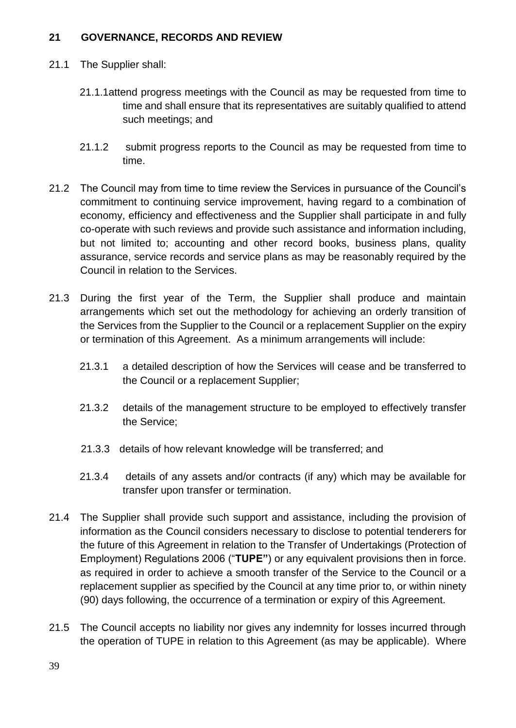## 21 GOVERNANCE, RECORDS AND REVIEW

21.1 The Supplier shall:

21.1.1 attend progress meetings with the Council as may be requested from time to time and shall ensure that its representatives are suitably qualified to attend such meetings; and

21.1.2 submit progress reports to the Council as may be requested from time to time.

21.2 The Council may from time to time review the Services in pursuance of the Council's commitment to continuing service improvement, having regard to a combination of economy, efficiency and effectiveness and the Supplier shall participate in and fully co-operate with such reviews and provide such assistance and information including, but not limited to; accounting and other record books, business plans, quality assurance, service records and service plans as may be reasonably required by the Council in relation to the Services.

21.3 During the first year of the Term, the Supplier shall produce and maintain arrangements which set out the methodology for achieving an orderly transition of the Services from the Supplier to the Council or a replacement Supplier on the expiry or termination of this Agreement. As a minimum arrangements will include:

21.3.1 a detailed description of how the Services will cease and be transferred to the Council or a replacement Supplier;

21.3.2 details of the management structure to be employed to effectively transfer the Service;

21.3.3 details of how relevant knowledge will be transferred; and

21.3.4 details of any assets and/or contracts (if any) which may be available for transfer upon transfer or termination.

21.4 The Supplier shall provide such support and assistance, including the provision of information as the Council considers necessary to disclose to potential tenderers for the future of this Agreement in relation to the Transfer of Undertakings (Protection of Employment) Regulations 2006 ("**TUPE**") or any equivalent provisions then in force. as required in order to achieve a smooth transfer of the Service to the Council or a replacement supplier as specified by the Council at any time prior to, or within ninety (90) days following, the occurrence of a termination or expiry of this Agreement.

21.5 The Council accepts no liability nor gives any indemnity for losses incurred through the operation of TUPE in relation to this Agreement (as may be applicable). Where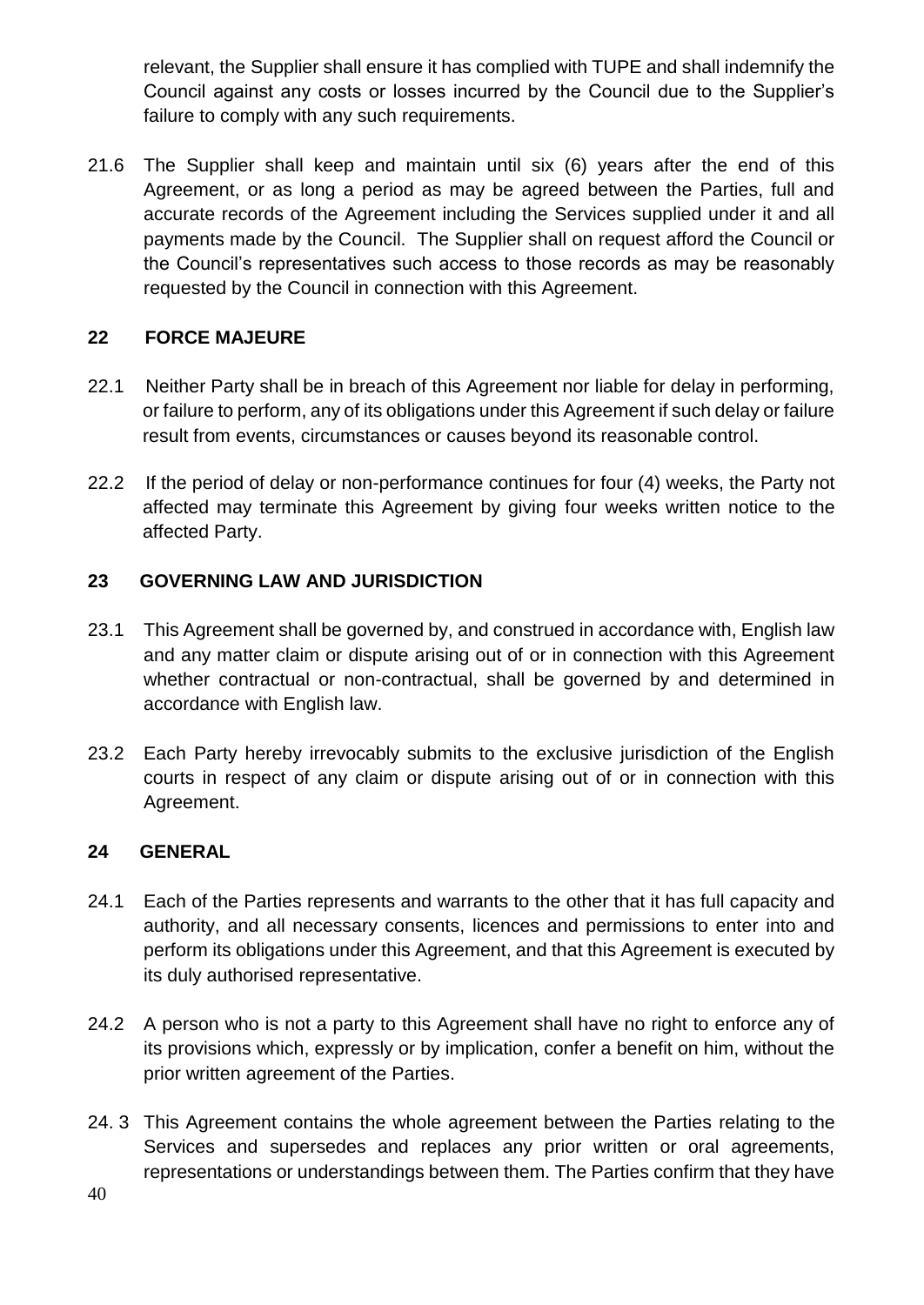relevant, the Supplier shall ensure it has complied with TUPE and shall indemnify the Council against any costs or losses incurred by the Council due to the Supplier's failure to comply with any such requirements.

21.6 The Supplier shall keep and maintain until six (6) years after the end of this Agreement, or as long a period as may be agreed between the Parties, full and accurate records of the Agreement including the Services supplied under it and all payments made by the Council. The Supplier shall on request afford the Council or the Council's representatives such access to those records as may be reasonably requested by the Council in connection with this Agreement.

## 22 FORCE MAJEURE

22.1 Neither Party shall be in breach of this Agreement nor liable for delay in performing, or failure to perform, any of its obligations under this Agreement if such delay or failure result from events, circumstances or causes beyond its reasonable control.

22.2 If the period of delay or non-performance continues for four (4) weeks, the Party not affected may terminate this Agreement by giving four weeks written notice to the affected Party.

## 23 GOVERNING LAW AND JURISDICTION

23.1 This Agreement shall be governed by, and construed in accordance with, English law and any matter claim or dispute arising out of or in connection with this Agreement whether contractual or non-contractual, shall be governed by and determined in accordance with English law.

23.2 Each Party hereby irrevocably submits to the exclusive jurisdiction of the English courts in respect of any claim or dispute arising out of or in connection with this Agreement.

## 24 GENERAL

24.1 Each of the Parties represents and warrants to the other that it has full capacity and authority, and all necessary consents, licences and permissions to enter into and perform its obligations under this Agreement, and that this Agreement is executed by its duly authorised representative.

24.2 A person who is not a party to this Agreement shall have no right to enforce any of its provisions which, expressly or by implication, confer a benefit on him, without the prior written agreement of the Parties.

24. 3 This Agreement contains the whole agreement between the Parties relating to the Services and supersedes and replaces any prior written or oral agreements, representations or understandings between them. The Parties confirm that they have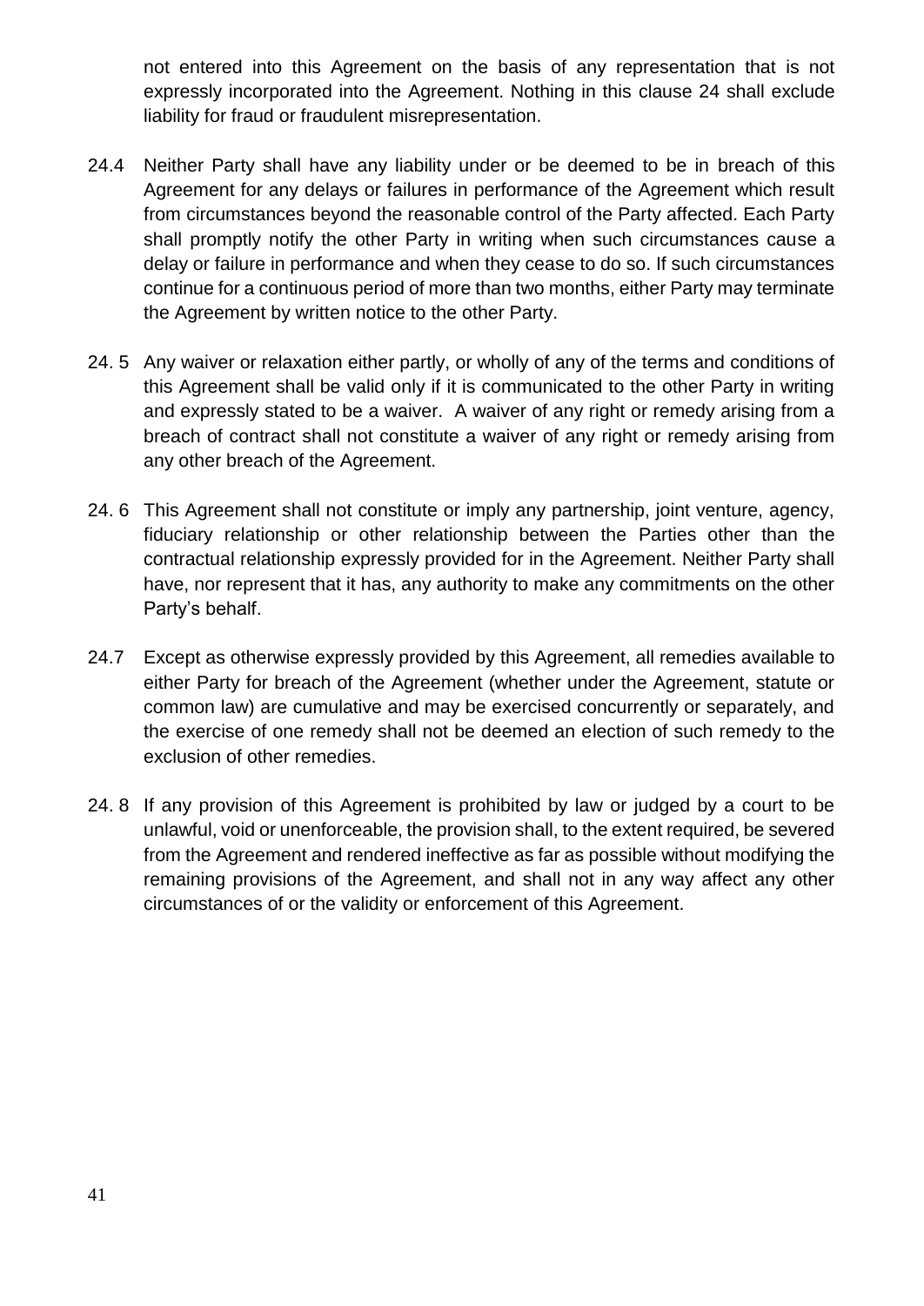not entered into this Agreement on the basis of any representation that is not expressly incorporated into the Agreement. Nothing in this clause 24 shall exclude liability for fraud or fraudulent misrepresentation.

24.4 Neither Party shall have any liability under or be deemed to be in breach of this Agreement for any delays or failures in performance of the Agreement which result from circumstances beyond the reasonable control of the Party affected. Each Party shall promptly notify the other Party in writing when such circumstances cause a delay or failure in performance and when they cease to do so. If such circumstances continue for a continuous period of more than two months, either Party may terminate the Agreement by written notice to the other Party.

24. 5 Any waiver or relaxation either partly, or wholly of any of the terms and conditions of this Agreement shall be valid only if it is communicated to the other Party in writing and expressly stated to be a waiver. A waiver of any right or remedy arising from a breach of contract shall not constitute a waiver of any right or remedy arising from any other breach of the Agreement.

24. 6 This Agreement shall not constitute or imply any partnership, joint venture, agency, fiduciary relationship or other relationship between the Parties other than the contractual relationship expressly provided for in the Agreement. Neither Party shall have, nor represent that it has, any authority to make any commitments on the other Party's behalf.

24.7 Except as otherwise expressly provided by this Agreement, all remedies available to either Party for breach of the Agreement (whether under the Agreement, statute or common law) are cumulative and may be exercised concurrently or separately, and the exercise of one remedy shall not be deemed an election of such remedy to the exclusion of other remedies.

24. 8 If any provision of this Agreement is prohibited by law or judged by a court to be unlawful, void or unenforceable, the provision shall, to the extent required, be severed from the Agreement and rendered ineffective as far as possible without modifying the remaining provisions of the Agreement, and shall not in any way affect any other circumstances of or the validity or enforcement of this Agreement.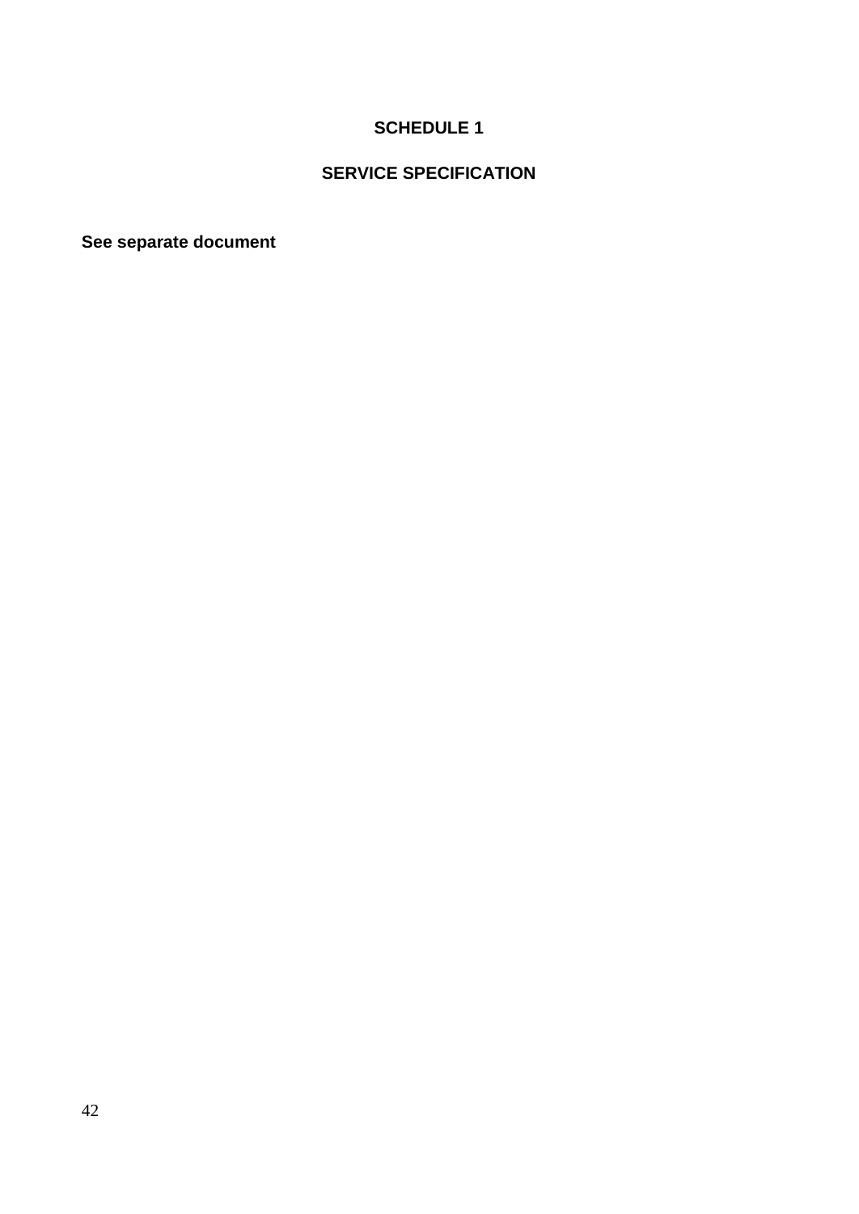# SCHEDULE 1

## SERVICE SPECIFICATION

**See separate document**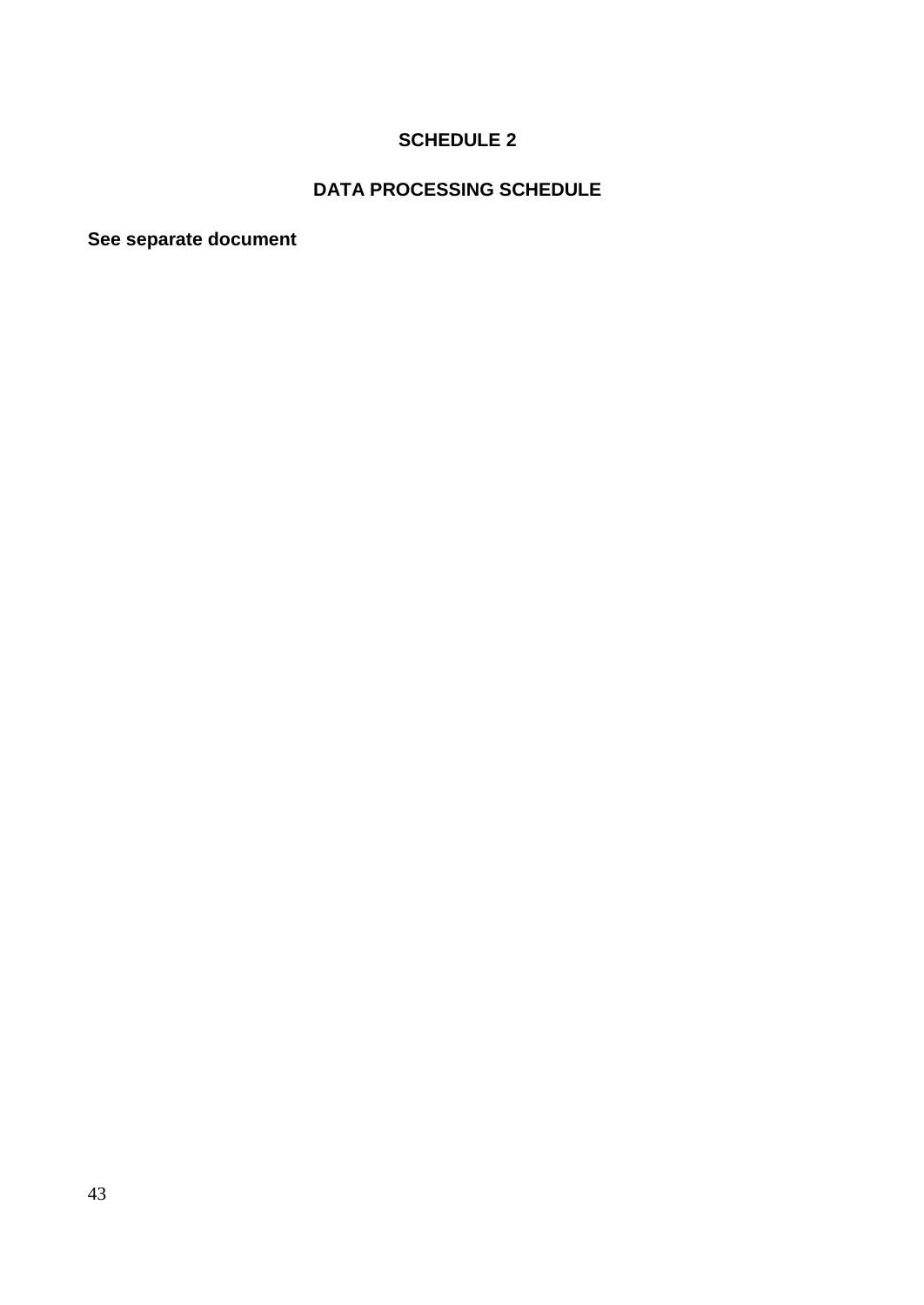# SCHEDULE 2

## DATA PROCESSING SCHEDULE

**See separate document**